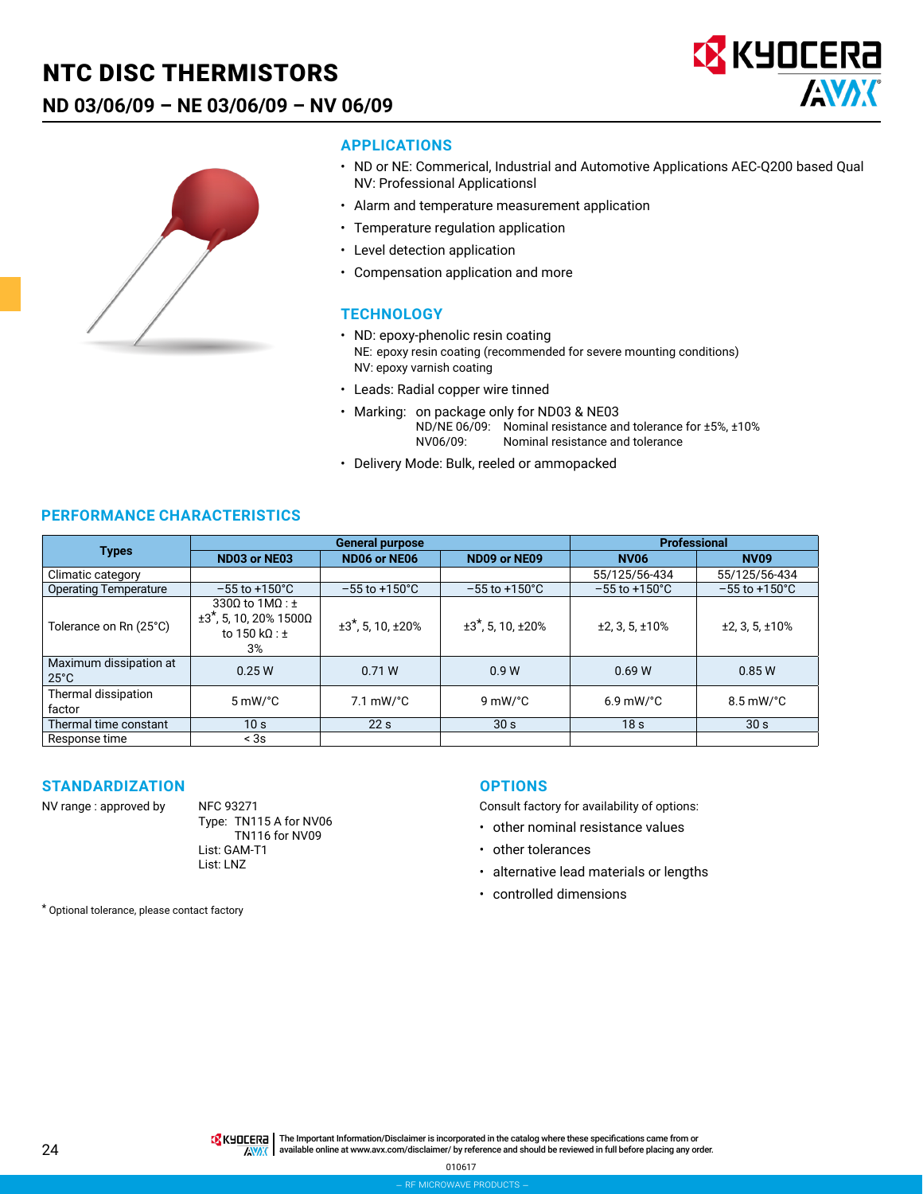# NTC DISC THERMISTORS

## ND 03/06/09 – NE 03/06/09 – NV 06/09

## APPLICATIONS

- ND or NE: Commerical, Industrial and Automotive Applications AEC-Q200 based Qual
  NV: Professional Applicationsl
- Alarm and temperature measurement application
- Temperature regulation application
- Level detection application
- Compensation application and more

## TECHNOLOGY

- ND: epoxy-phenolic resin coating
  NE: epoxy resin coating (recommended for severe mounting conditions)
  NV: epoxy varnish coating
- Leads: Radial copper wire tinned
- Marking: on package only for ND03 & NE03
  ND/NE 06/09: Nominal resistance and tolerance for ±5%, ±10%
  NV06/09: Nominal resistance and tolerance
- Delivery Mode: Bulk, reeled or ammopacked

## PERFORMANCE CHARACTERISTICS

| Types | General purpose | | | Professional | |
|---|---|---|---|---|---|
| | ND03 or NE03 | ND06 or NE06 | ND09 or NE09 | NV06 | NV09 |
| Climatic category | | | | 55/125/56-434 | 55/125/56-434 |
| Operating Temperature | −55 to +150°C | −55 to +150°C | −55 to +150°C | −55 to +150°C | −55 to +150°C |
| Tolerance on Rn (25°C) | 330Ω to 1MΩ : ±3*, 5, 10, 20% 1500Ω to 150 kΩ : ± 3% | ±3*, 5, 10, ±20% | ±3*, 5, 10, ±20% | ±2, 3, 5, ±10% | ±2, 3, 5, ±10% |
| Maximum dissipation at 25°C | 0.25 W | 0.71 W | 0.9 W | 0.69 W | 0.85 W |
| Thermal dissipation factor | 5 mW/°C | 7.1 mW/°C | 9 mW/°C | 6.9 mW/°C | 8.5 mW/°C |
| Thermal time constant | 10 s | 22 s | 30 s | 18 s | 30 s |
| Response time | < 3s | | | | |

## STANDARDIZATION

NV range : approved by

NFC 93271
Type: TN115 A for NV06
TN116 for NV09
List: GAM-T1
List: LNZ

## OPTIONS

Consult factory for availability of options:

- other nominal resistance values
- other tolerances
- alternative lead materials or lengths
- controlled dimensions

* Optional tolerance, please contact factory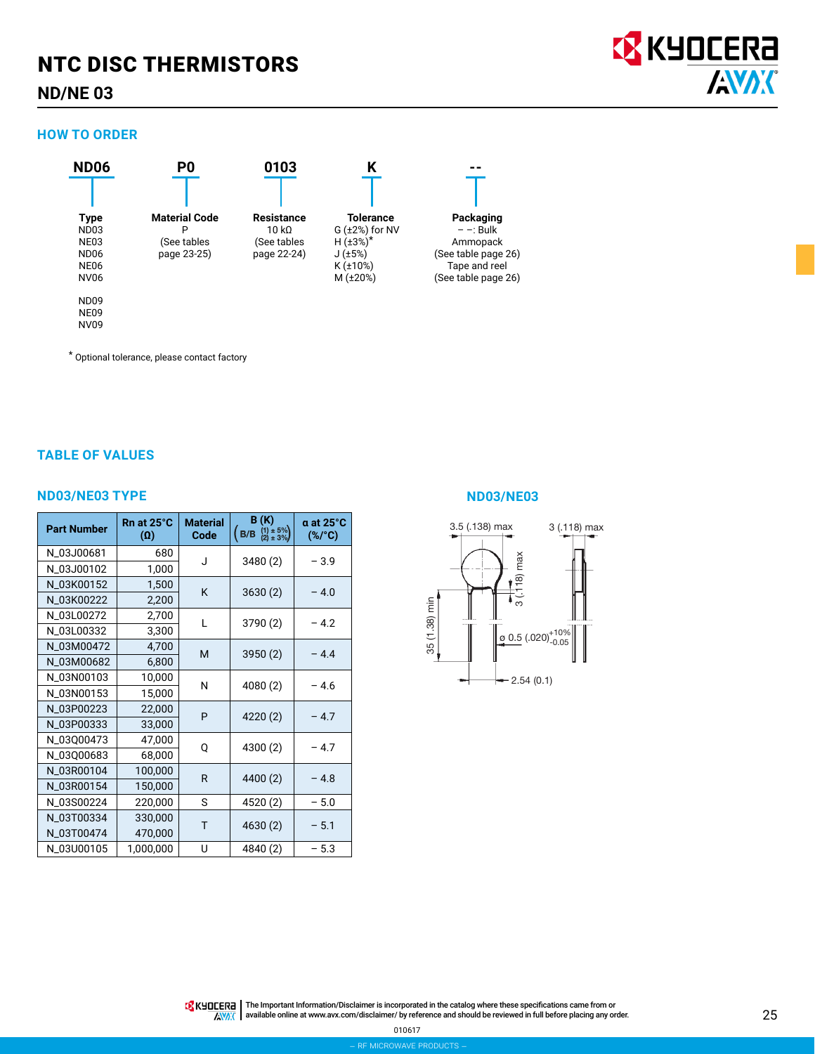# NTC DISC THERMISTORS

## ND/NE 03

### HOW TO ORDER

| ND06 | P0 | 0103 | K | -- |
|---|---|---|---|---|
| **Type** | **Material Code** | **Resistance** | **Tolerance** | **Packaging** |
| ND03<br>NE03<br>ND06<br>NE06<br>NV06<br><br>ND09<br>NE09<br>NV09 | P<br>(See tables page 23-25) | 10 kΩ<br>(See tables page 22-24) | G (±2%) for NV<br>H (±3%)*<br>J (±5%)<br>K (±10%)<br>M (±20%) | – –: Bulk<br>Ammopack<br>(See table page 26)<br>Tape and reel<br>(See table page 26) |

\* Optional tolerance, please contact factory

### TABLE OF VALUES

#### ND03/NE03 TYPE

| Part Number | Rn at 25°C (Ω) | Material Code | B (K) (B/B (1) ± 5%, (2) ± 3%) | α at 25°C (%/°C) |
|---|---|---|---|---|
| N_03J00681 | 680 | J | 3480 (2) | – 3.9 |
| N_03J00102 | 1,000 | | | |
| N_03K00152 | 1,500 | K | 3630 (2) | – 4.0 |
| N_03K00222 | 2,200 | | | |
| N_03L00272 | 2,700 | L | 3790 (2) | – 4.2 |
| N_03L00332 | 3,300 | | | |
| N_03M00472 | 4,700 | M | 3950 (2) | – 4.4 |
| N_03M00682 | 6,800 | | | |
| N_03N00103 | 10,000 | N | 4080 (2) | – 4.6 |
| N_03N00153 | 15,000 | | | |
| N_03P00223 | 22,000 | P | 4220 (2) | – 4.7 |
| N_03P00333 | 33,000 | | | |
| N_03Q00473 | 47,000 | Q | 4300 (2) | – 4.7 |
| N_03Q00683 | 68,000 | | | |
| N_03R00104 | 100,000 | R | 4400 (2) | – 4.8 |
| N_03R00154 | 150,000 | | | |
| N_03S00224 | 220,000 | S | 4520 (2) | – 5.0 |
| N_03T00334 | 330,000 | T | 4630 (2) | – 5.1 |
| N_03T00474 | 470,000 | | | |
| N_03U00105 | 1,000,000 | U | 4840 (2) | – 5.3 |

#### ND03/NE03

3.5 (.138) max

3 (.118) max

3 (.118) max

35 (1.38) min

ø 0.5 (.020) $^{+10\%}_{-0.05}$

2.54 (0.1)

The Important Information/Disclaimer is incorporated in the catalog where these specifications came from or available online at www.avx.com/disclaimer/ by reference and should be reviewed in full before placing any order.

010617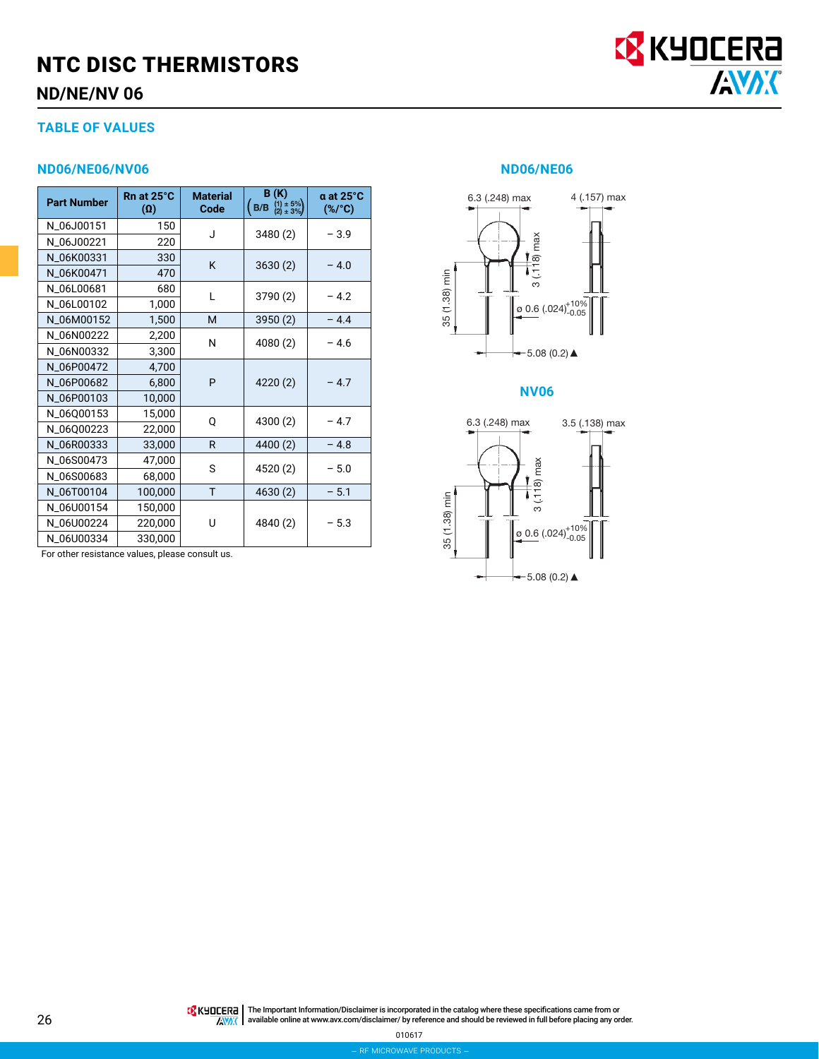# NTC DISC THERMISTORS

## ND/NE/NV 06

### TABLE OF VALUES

### ND06/NE06/NV06

| Part Number | Rn at 25°C (Ω) | Material Code | B (K) (B/B (1) ± 5%, (2) ± 3%) | α at 25°C (%/°C) |
|---|---|---|---|---|
| N_06J00151 | 150 | J | 3480 (2) | – 3.9 |
| N_06J00221 | 220 | | | |
| N_06K00331 | 330 | K | 3630 (2) | – 4.0 |
| N_06K00471 | 470 | | | |
| N_06L00681 | 680 | L | 3790 (2) | – 4.2 |
| N_06L00102 | 1,000 | | | |
| N_06M00152 | 1,500 | M | 3950 (2) | – 4.4 |
| N_06N00222 | 2,200 | N | 4080 (2) | – 4.6 |
| N_06N00332 | 3,300 | | | |
| N_06P00472 | 4,700 | P | 4220 (2) | – 4.7 |
| N_06P00682 | 6,800 | | | |
| N_06P00103 | 10,000 | | | |
| N_06Q00153 | 15,000 | Q | 4300 (2) | – 4.7 |
| N_06Q00223 | 22,000 | | | |
| N_06R00333 | 33,000 | R | 4400 (2) | – 4.8 |
| N_06S00473 | 47,000 | S | 4520 (2) | – 5.0 |
| N_06S00683 | 68,000 | | | |
| N_06T00104 | 100,000 | T | 4630 (2) | – 5.1 |
| N_06U00154 | 150,000 | U | 4840 (2) | – 5.3 |
| N_06U00224 | 220,000 | | | |
| N_06U00334 | 330,000 | | | |

For other resistance values, please consult us.

### ND06/NE06

6.3 (.248) max

4 (.157) max

3 (.118) max

35 (1.38) min

ø 0.6 (.024) $^{+10\%}_{-0.05}$

5.08 (0.2) ▲

### NV06

6.3 (.248) max

3.5 (.138) max

3 (.118) max

35 (1.38) min

ø 0.6 (.024) $^{+10\%}_{-0.05}$

5.08 (0.2) ▲

The Important Information/Disclaimer is incorporated in the catalog where these specifications came from or available online at www.avx.com/disclaimer/ by reference and should be reviewed in full before placing any order.

010617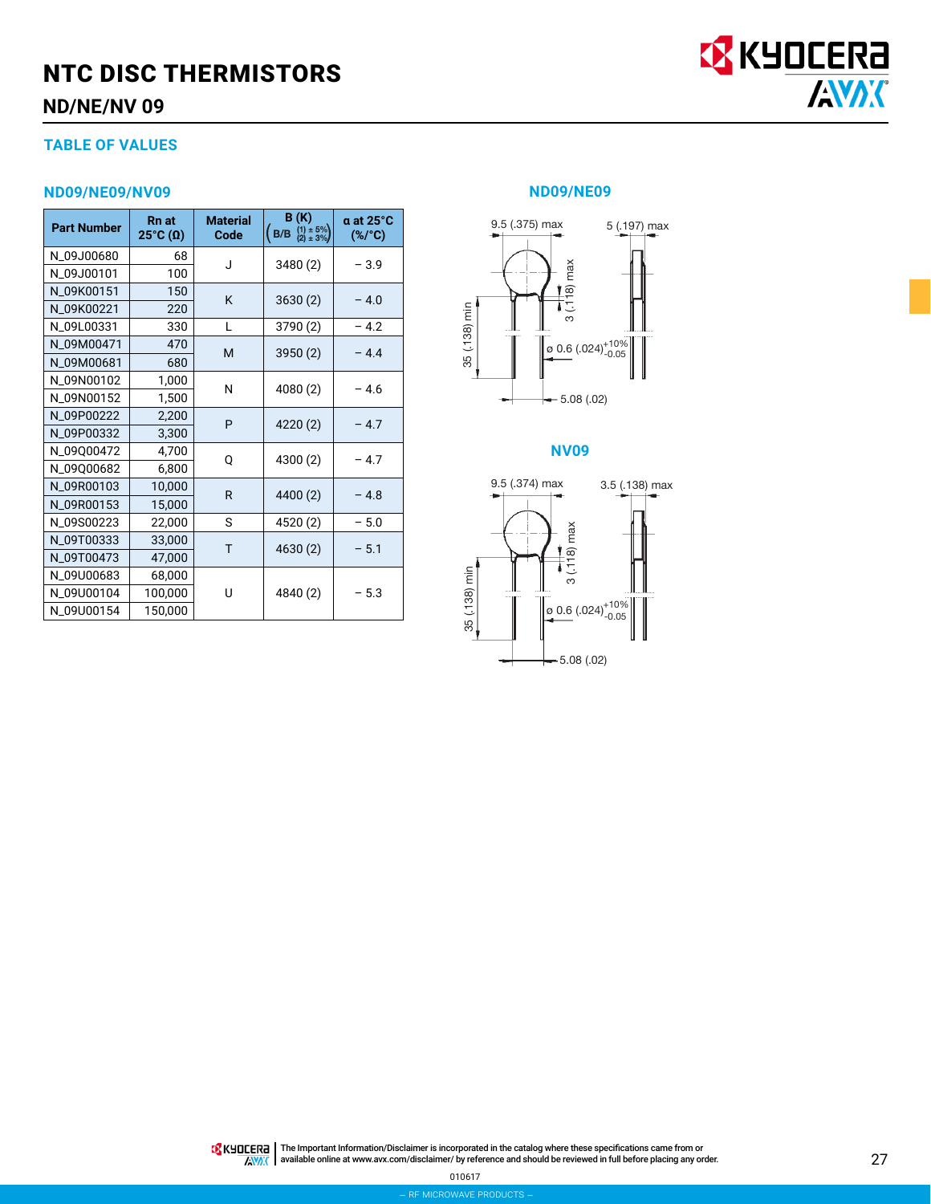# NTC DISC THERMISTORS

## ND/NE/NV 09

### TABLE OF VALUES

#### ND09/NE09/NV09

| Part Number | Rn at 25°C (Ω) | Material Code | B (K) B/B (1) ± 5% (2) ± 3% | α at 25°C (%/°C) |
|---|---|---|---|---|
| N_09J00680 | 68 | J | 3480 (2) | – 3.9 |
| N_09J00101 | 100 | | | |
| N_09K00151 | 150 | K | 3630 (2) | – 4.0 |
| N_09K00221 | 220 | | | |
| N_09L00331 | 330 | L | 3790 (2) | – 4.2 |
| N_09M00471 | 470 | M | 3950 (2) | – 4.4 |
| N_09M00681 | 680 | | | |
| N_09N00102 | 1,000 | N | 4080 (2) | – 4.6 |
| N_09N00152 | 1,500 | | | |
| N_09P00222 | 2,200 | P | 4220 (2) | – 4.7 |
| N_09P00332 | 3,300 | | | |
| N_09Q00472 | 4,700 | Q | 4300 (2) | – 4.7 |
| N_09Q00682 | 6,800 | | | |
| N_09R00103 | 10,000 | R | 4400 (2) | – 4.8 |
| N_09R00153 | 15,000 | | | |
| N_09S00223 | 22,000 | S | 4520 (2) | – 5.0 |
| N_09T00333 | 33,000 | T | 4630 (2) | – 5.1 |
| N_09T00473 | 47,000 | | | |
| N_09U00683 | 68,000 | U | 4840 (2) | – 5.3 |
| N_09U00104 | 100,000 | | | |
| N_09U00154 | 150,000 | | | |

#### ND09/NE09

9.5 (.375) max; 5 (.197) max; 3 (.118) max; 35 (.138) min; ø 0.6 (.024) $^{+10\%}_{-0.05}$; 5.08 (.02)

#### NV09

9.5 (.374) max; 3.5 (.138) max; 3 (.118) max; 35 (.138) min; ø 0.6 (.024) $^{+10\%}_{-0.05}$; 5.08 (.02)

The Important Information/Disclaimer is incorporated in the catalog where these specifications came from or available online at www.avx.com/disclaimer/ by reference and should be reviewed in full before placing any order.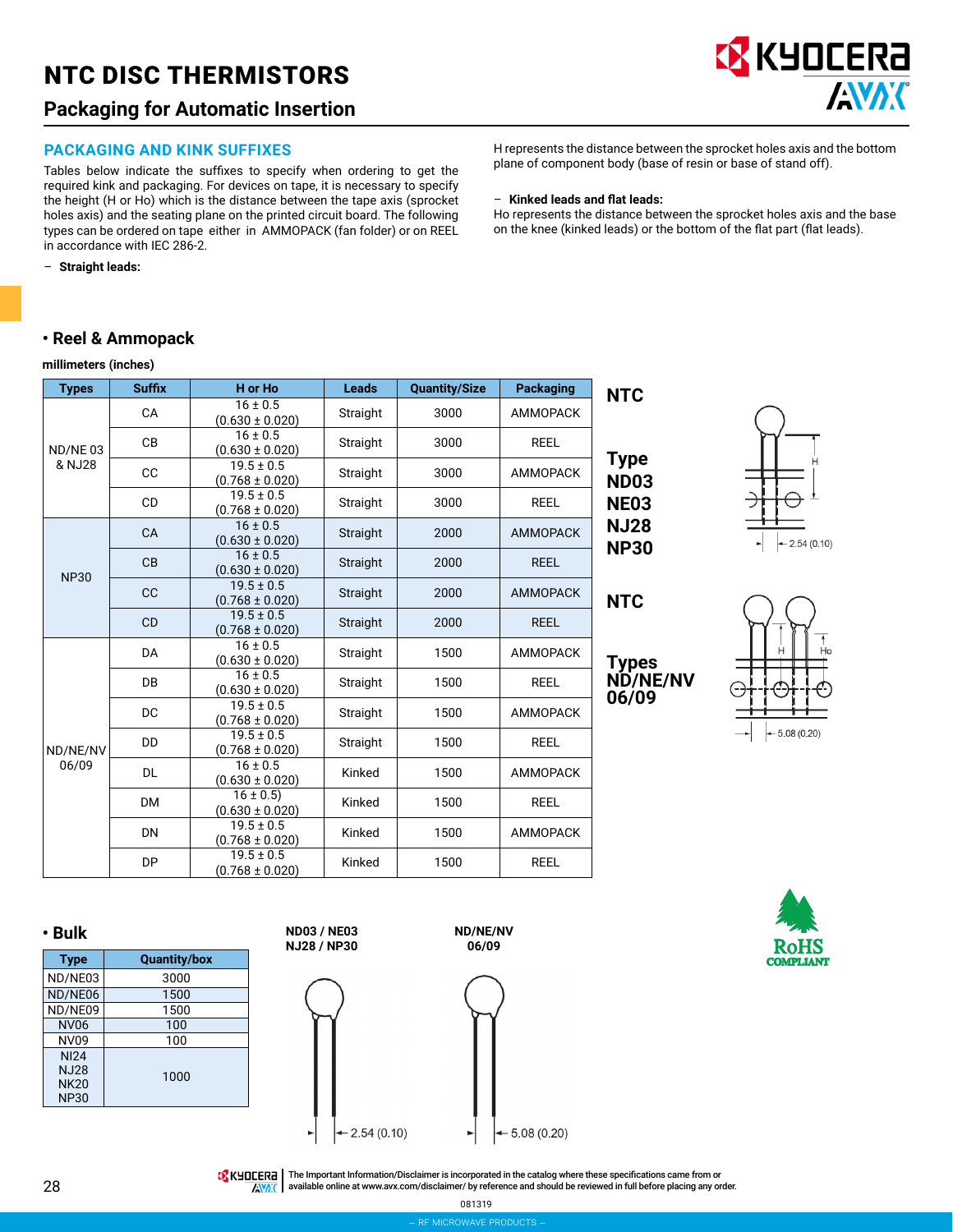# NTC DISC THERMISTORS

## Packaging for Automatic Insertion

### PACKAGING AND KINK SUFFIXES

Tables below indicate the suffixes to specify when ordering to get the required kink and packaging. For devices on tape, it is necessary to specify the height (H or Ho) which is the distance between the tape axis (sprocket holes axis) and the seating plane on the printed circuit board. The following types can be ordered on tape either in AMMOPACK (fan folder) or on REEL in accordance with IEC 286-2.

– **Straight leads:**

H represents the distance between the sprocket holes axis and the bottom plane of component body (base of resin or base of stand off).

– **Kinked leads and flat leads:**

Ho represents the distance between the sprocket holes axis and the base on the knee (kinked leads) or the bottom of the flat part (flat leads).

### • Reel & Ammopack

**millimeters (inches)**

| Types | Suffix | H or Ho | Leads | Quantity/Size | Packaging |
|---|---|---|---|---|---|
| ND/NE 03 & NJ28 | CA | 16 ± 0.5 (0.630 ± 0.020) | Straight | 3000 | AMMOPACK |
| | CB | 16 ± 0.5 (0.630 ± 0.020) | Straight | 3000 | REEL |
| | CC | 19.5 ± 0.5 (0.768 ± 0.020) | Straight | 3000 | AMMOPACK |
| | CD | 19.5 ± 0.5 (0.768 ± 0.020) | Straight | 3000 | REEL |
| NP30 | CA | 16 ± 0.5 (0.630 ± 0.020) | Straight | 2000 | AMMOPACK |
| | CB | 16 ± 0.5 (0.630 ± 0.020) | Straight | 2000 | REEL |
| | CC | 19.5 ± 0.5 (0.768 ± 0.020) | Straight | 2000 | AMMOPACK |
| | CD | 19.5 ± 0.5 (0.768 ± 0.020) | Straight | 2000 | REEL |
| ND/NE/NV 06/09 | DA | 16 ± 0.5 (0.630 ± 0.020) | Straight | 1500 | AMMOPACK |
| | DB | 16 ± 0.5 (0.630 ± 0.020) | Straight | 1500 | REEL |
| | DC | 19.5 ± 0.5 (0.768 ± 0.020) | Straight | 1500 | AMMOPACK |
| | DD | 19.5 ± 0.5 (0.768 ± 0.020) | Straight | 1500 | REEL |
| | DL | 16 ± 0.5 (0.630 ± 0.020) | Kinked | 1500 | AMMOPACK |
| | DM | 16 ± 0.5) (0.630 ± 0.020) | Kinked | 1500 | REEL |
| | DN | 19.5 ± 0.5 (0.768 ± 0.020) | Kinked | 1500 | AMMOPACK |
| | DP | 19.5 ± 0.5 (0.768 ± 0.020) | Kinked | 1500 | REEL |

**NTC Type ND03 NE03 NJ28 NP30**

H

2.54 (0.10)

**NTC Types ND/NE/NV 06/09**

H Ho

5.08 (0.20)

### • Bulk

| Type | Quantity/box |
|---|---|
| ND/NE03 | 3000 |
| ND/NE06 | 1500 |
| ND/NE09 | 1500 |
| NV06 | 100 |
| NV09 | 100 |
| NI24 NJ28 NK20 NP30 | 1000 |

**ND03 / NE03 NJ28 / NP30**

2.54 (0.10)

**ND/NE/NV 06/09**

5.08 (0.20)

RoHS COMPLIANT

The Important Information/Disclaimer is incorporated in the catalog where these specifications came from or available online at www.avx.com/disclaimer/ by reference and should be reviewed in full before placing any order.

081319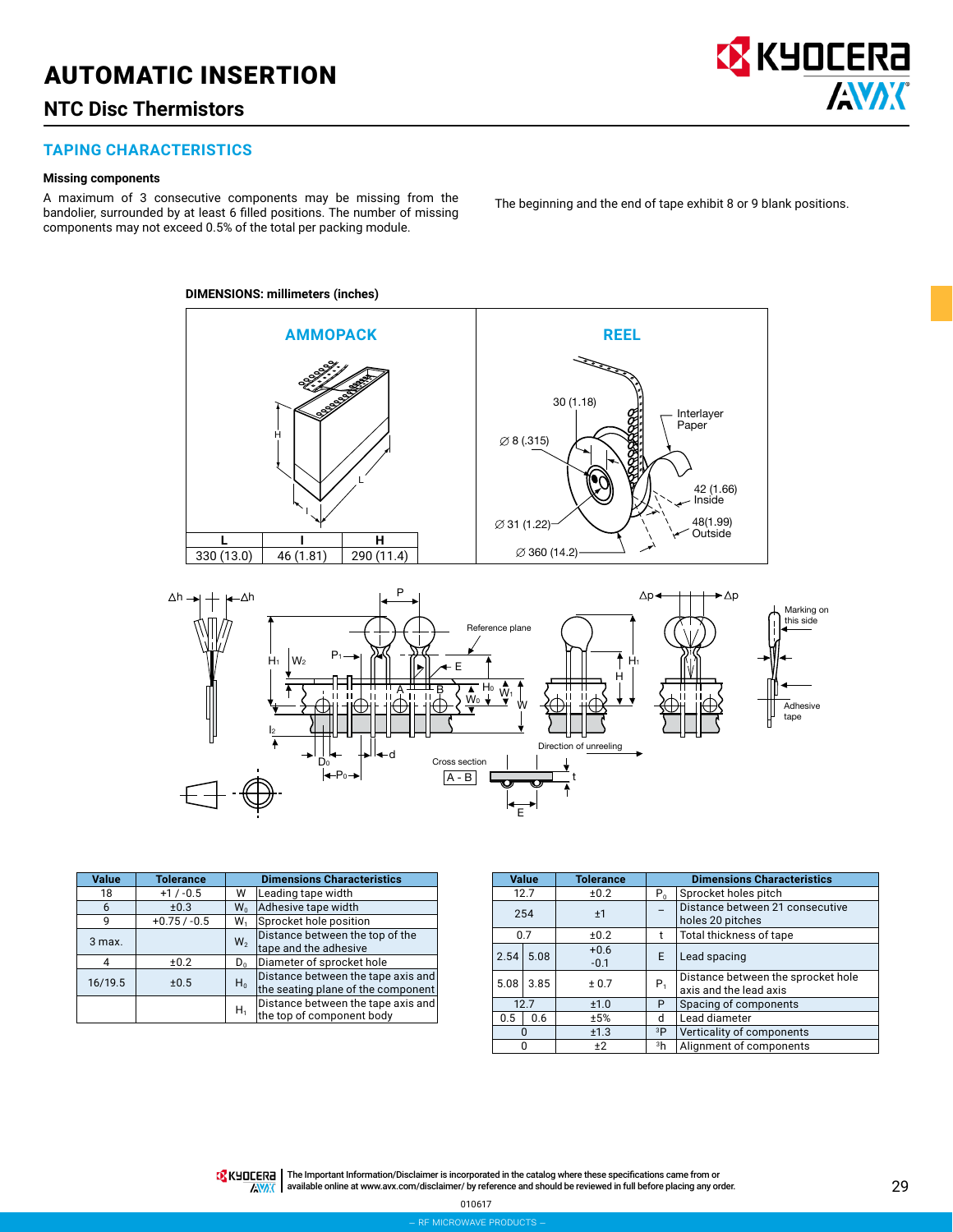# AUTOMATIC INSERTION

## NTC Disc Thermistors

### TAPING CHARACTERISTICS

**Missing components**

A maximum of 3 consecutive components may be missing from the bandolier, surrounded by at least 6 filled positions. The number of missing components may not exceed 0.5% of the total per packing module.

The beginning and the end of tape exhibit 8 or 9 blank positions.

**DIMENSIONS: millimeters (inches)**

**AMMOPACK**

| L | l | H |
|---|---|---|
| 330 (13.0) | 46 (1.81) | 290 (11.4) |

**REEL**

30 (1.18)

∅ 8 (.315)

Interlayer Paper

42 (1.66) Inside

48(1.99) Outside

∅ 31 (1.22)

∅ 360 (14.2)

| Value | Tolerance | | Dimensions Characteristics |
|---|---|---|---|
| 18 | +1 / -0.5 | W | Leading tape width |
| 6 | ±0.3 | $W_0$ | Adhesive tape width |
| 9 | +0.75 / -0.5 | $W_1$ | Sprocket hole position |
| 3 max. | | $W_2$ | Distance between the top of the tape and the adhesive |
| 4 | ±0.2 | $D_0$ | Diameter of sprocket hole |
| 16/19.5 | ±0.5 | $H_0$ | Distance between the tape axis and the seating plane of the component |
| | | $H_1$ | Distance between the tape axis and the top of component body |

| Value | | Tolerance | | Dimensions Characteristics |
|---|---|---|---|---|
| 12.7 | | ±0.2 | $P_0$ | Sprocket holes pitch |
| 254 | | ±1 | – | Distance between 21 consecutive holes 20 pitches |
| 0.7 | | ±0.2 | t | Total thickness of tape |
| 2.54 | 5.08 | +0.6 / -0.1 | E | Lead spacing |
| 5.08 | 3.85 | ± 0.7 | $P_1$ | Distance between the sprocket hole axis and the lead axis |
| 12.7 | | ±1.0 | P | Spacing of components |
| 0.5 | 0.6 | ±5% | d | Lead diameter |
| 0 | | ±1.3 | $\Delta P$ | Verticality of components |
| 0 | | ±2 | $\Delta h$ | Alignment of components |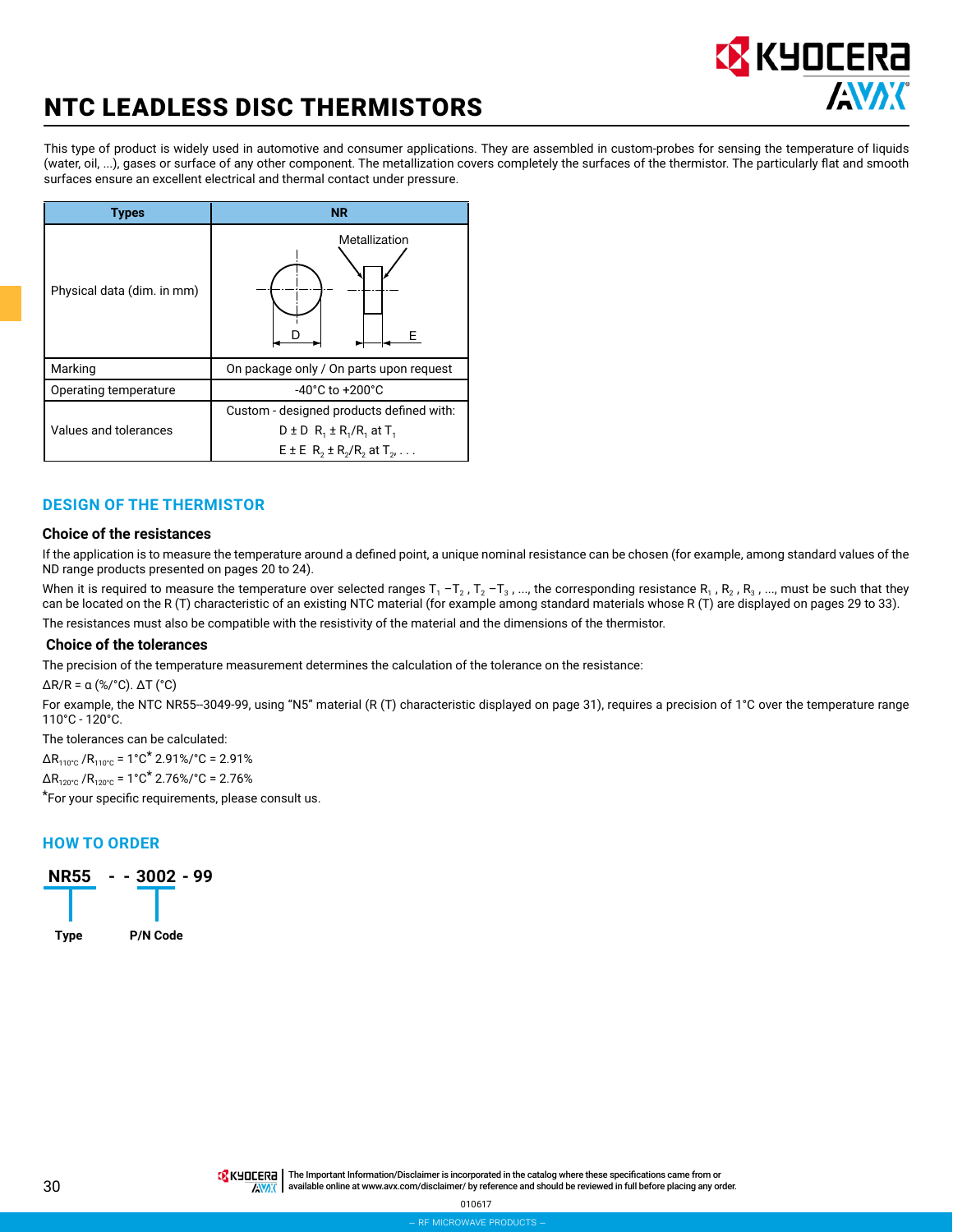# NTC LEADLESS DISC THERMISTORS

This type of product is widely used in automotive and consumer applications. They are assembled in custom-probes for sensing the temperature of liquids (water, oil, ...), gases or surface of any other component. The metallization covers completely the surfaces of the thermistor. The particularly flat and smooth surfaces ensure an excellent electrical and thermal contact under pressure.

| Types | NR |
|---|---|
| Physical data (dim. in mm) | Metallization D E |
| Marking | On package only / On parts upon request |
| Operating temperature | -40°C to +200°C |
| Values and tolerances | Custom - designed products defined with: $D \pm D$ $R_1 \pm R_1/R_1$ at $T_1$ $E \pm E$ $R_2 \pm R_2/R_2$ at $T_2$, . . . |

## DESIGN OF THE THERMISTOR

### Choice of the resistances

If the application is to measure the temperature around a defined point, a unique nominal resistance can be chosen (for example, among standard values of the ND range products presented on pages 20 to 24).

When it is required to measure the temperature over selected ranges $T_1 - T_2$, $T_2 - T_3$, ..., the corresponding resistance $R_1$, $R_2$, $R_3$, ..., must be such that they can be located on the R (T) characteristic of an existing NTC material (for example among standard materials whose R (T) are displayed on pages 29 to 33).

The resistances must also be compatible with the resistivity of the material and the dimensions of the thermistor.

### Choice of the tolerances

The precision of the temperature measurement determines the calculation of the tolerance on the resistance:

$\Delta R/R = \alpha$ (%/°C). $\Delta T$ (°C)

For example, the NTC NR55--3049-99, using "N5" material (R (T) characteristic displayed on page 31), requires a precision of 1°C over the temperature range 110°C - 120°C.

The tolerances can be calculated:

$\Delta R_{110°C} / R_{110°C}$ = 1°C* 2.91%/°C = 2.91%

$\Delta R_{120°C} / R_{120°C}$ = 1°C* 2.76%/°C = 2.76%

*For your specific requirements, please consult us.

## HOW TO ORDER

**NR55** - - **3002** - 99

- NR55: Type
- 3002: P/N Code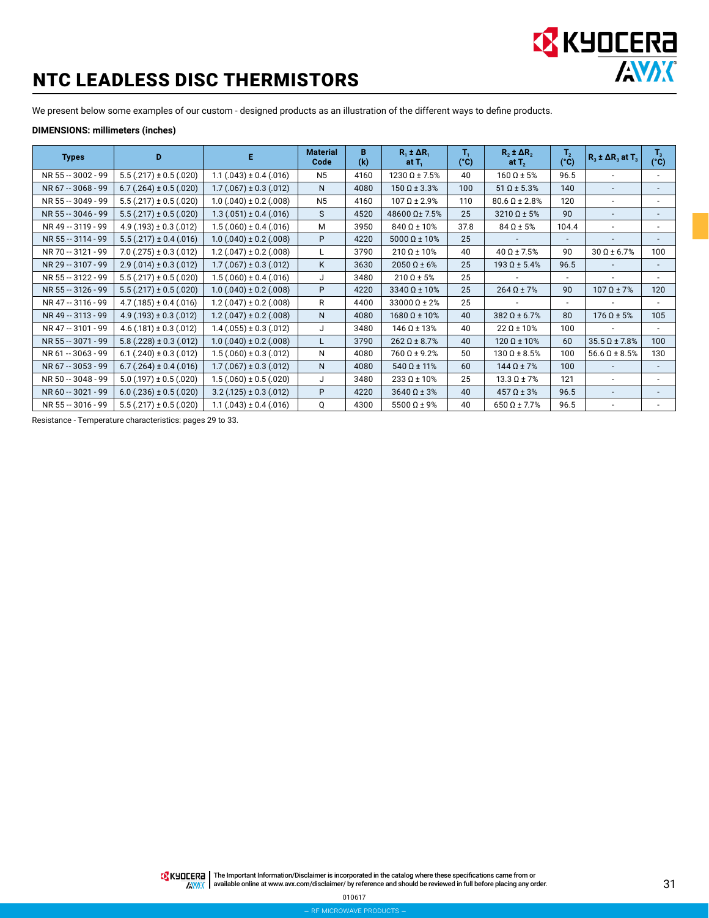# NTC LEADLESS DISC THERMISTORS

We present below some examples of our custom - designed products as an illustration of the different ways to define products.

**DIMENSIONS: millimeters (inches)**

| Types | D | E | Material Code | B (k) | $R_1 \pm \Delta R_1$ at $T_1$ | $T_1$ (°C) | $R_2 \pm \Delta R_2$ at $T_2$ | $T_2$ (°C) | $R_3 \pm \Delta R_3$ at $T_3$ | $T_3$ (°C) |
|---|---|---|---|---|---|---|---|---|---|---|
| NR 55 -- 3002 - 99 | 5.5 (.217) ± 0.5 (.020) | 1.1 (.043) ± 0.4 (.016) | N5 | 4160 | 1230 Ω ± 7.5% | 40 | 160 Ω ± 5% | 96.5 | - | - |
| NR 67 -- 3068 - 99 | 6.7 (.264) ± 0.5 (.020) | 1.7 (.067) ± 0.3 (.012) | N | 4080 | 150 Ω ± 3.3% | 100 | 51 Ω ± 5.3% | 140 | - | - |
| NR 55 -- 3049 - 99 | 5.5 (.217) ± 0.5 (.020) | 1.0 (.040) ± 0.2 (.008) | N5 | 4160 | 107 Ω ± 2.9% | 110 | 80.6 Ω ± 2.8% | 120 | - | - |
| NR 55 -- 3046 - 99 | 5.5 (.217) ± 0.5 (.020) | 1.3 (.051) ± 0.4 (.016) | S | 4520 | 48600 Ω± 7.5% | 25 | 3210 Ω ± 5% | 90 | - | - |
| NR 49 -- 3119 - 99 | 4.9 (.193) ± 0.3 (.012) | 1.5 (.060) ± 0.4 (.016) | M | 3950 | 840 Ω ± 10% | 37.8 | 84 Ω ± 5% | 104.4 | - | - |
| NR 55 -- 3114 - 99 | 5.5 (.217) ± 0.4 (.016) | 1.0 (.040) ± 0.2 (.008) | P | 4220 | 5000 Ω ± 10% | 25 | - | - | - | - |
| NR 70 -- 3121 - 99 | 7.0 (.275) ± 0.3 (.012) | 1.2 (.047) ± 0.2 (.008) | L | 3790 | 210 Ω ± 10% | 40 | 40 Ω ± 7.5% | 90 | 30 Ω ± 6.7% | 100 |
| NR 29 -- 3107 - 99 | 2.9 (.014) ± 0.3 (.012) | 1.7 (.067) ± 0.3 (.012) | K | 3630 | 2050 Ω ± 6% | 25 | 193 Ω ± 5.4% | 96.5 | - | - |
| NR 55 -- 3122 - 99 | 5.5 (.217) ± 0.5 (.020) | 1.5 (.060) ± 0.4 (.016) | J | 3480 | 210 Ω ± 5% | 25 | - | - | - | - |
| NR 55 -- 3126 - 99 | 5.5 (.217) ± 0.5 (.020) | 1.0 (.040) ± 0.2 (.008) | P | 4220 | 3340 Ω ± 10% | 25 | 264 Ω ± 7% | 90 | 107 Ω ± 7% | 120 |
| NR 47 -- 3116 - 99 | 4.7 (.185) ± 0.4 (.016) | 1.2 (.047) ± 0.2 (.008) | R | 4400 | 33000 Ω ± 2% | 25 | - | - | - | - |
| NR 49 -- 3113 - 99 | 4.9 (.193) ± 0.3 (.012) | 1.2 (.047) ± 0.2 (.008) | N | 4080 | 1680 Ω ± 10% | 40 | 382 Ω ± 6.7% | 80 | 176 Ω ± 5% | 105 |
| NR 47 -- 3101 - 99 | 4.6 (.181) ± 0.3 (.012) | 1.4 (.055) ± 0.3 (.012) | J | 3480 | 146 Ω ± 13% | 40 | 22 Ω ± 10% | 100 | - | - |
| NR 55 -- 3071 - 99 | 5.8 (.228) ± 0.3 (.012) | 1.0 (.040) ± 0.2 (.008) | L | 3790 | 262 Ω ± 8.7% | 40 | 120 Ω ± 10% | 60 | 35.5 Ω ± 7.8% | 100 |
| NR 61 -- 3063 - 99 | 6.1 (.240) ± 0.3 (.012) | 1.5 (.060) ± 0.3 (.012) | N | 4080 | 760 Ω ± 9.2% | 50 | 130 Ω ± 8.5% | 100 | 56.6 Ω ± 8.5% | 130 |
| NR 67 -- 3053 - 99 | 6.7 (.264) ± 0.4 (.016) | 1.7 (.067) ± 0.3 (.012) | N | 4080 | 540 Ω ± 11% | 60 | 144 Ω ± 7% | 100 | - | - |
| NR 50 -- 3048 - 99 | 5.0 (.197) ± 0.5 (.020) | 1.5 (.060) ± 0.5 (.020) | J | 3480 | 233 Ω ± 10% | 25 | 13.3 Ω ± 7% | 121 | - | - |
| NR 60 -- 3021 - 99 | 6.0 (.236) ± 0.5 (.020) | 3.2 (.125) ± 0.3 (.012) | P | 4220 | 3640 Ω ± 3% | 40 | 457 Ω ± 3% | 96.5 | - | - |
| NR 55 -- 3016 - 99 | 5.5 (.217) ± 0.5 (.020) | 1.1 (.043) ± 0.4 (.016) | Q | 4300 | 5500 Ω ± 9% | 40 | 650 Ω ± 7.7% | 96.5 | - | - |

Resistance - Temperature characteristics: pages 29 to 33.

The Important Information/Disclaimer is incorporated in the catalog where these specifications came from or available online at www.avx.com/disclaimer/ by reference and should be reviewed in full before placing any order.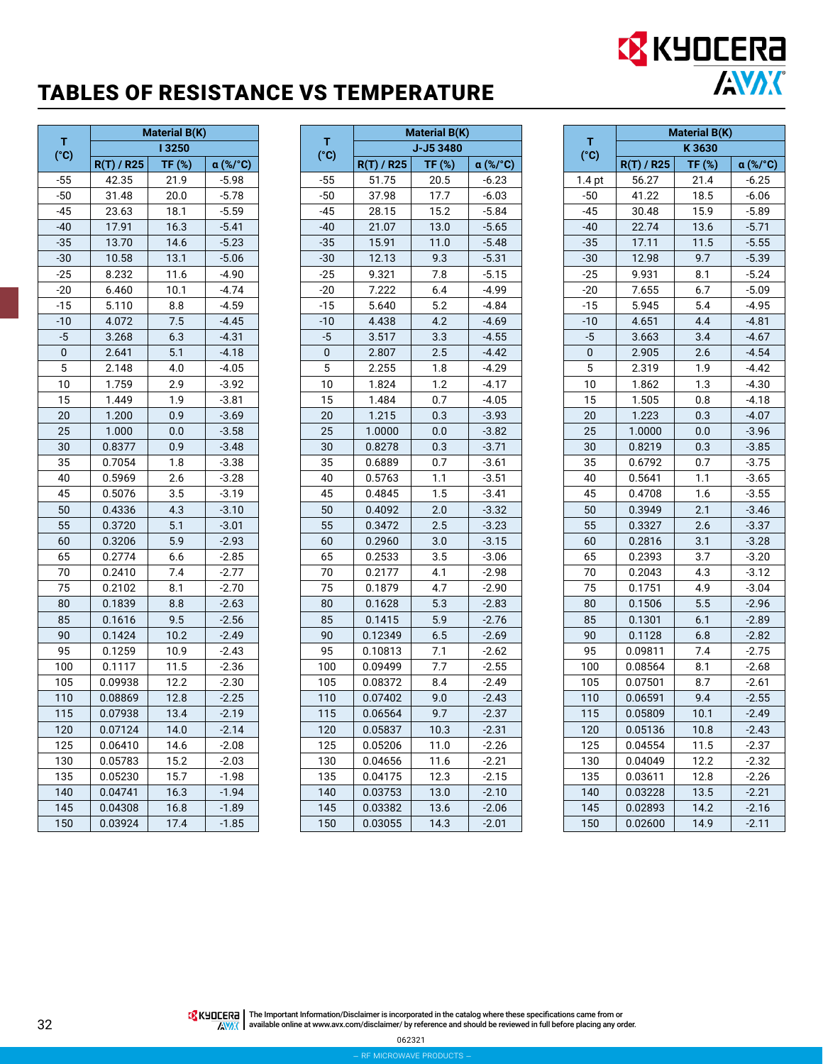# TABLES OF RESISTANCE VS TEMPERATURE

| T (°C) | Material B(K) I 3250 | | |
|---|---|---|---|
| | R(T) / R25 | TF (%) | α (%/°C) |
| -55 | 42.35 | 21.9 | -5.98 |
| -50 | 31.48 | 20.0 | -5.78 |
| -45 | 23.63 | 18.1 | -5.59 |
| -40 | 17.91 | 16.3 | -5.41 |
| -35 | 13.70 | 14.6 | -5.23 |
| -30 | 10.58 | 13.1 | -5.06 |
| -25 | 8.232 | 11.6 | -4.90 |
| -20 | 6.460 | 10.1 | -4.74 |
| -15 | 5.110 | 8.8 | -4.59 |
| -10 | 4.072 | 7.5 | -4.45 |
| -5 | 3.268 | 6.3 | -4.31 |
| 0 | 2.641 | 5.1 | -4.18 |
| 5 | 2.148 | 4.0 | -4.05 |
| 10 | 1.759 | 2.9 | -3.92 |
| 15 | 1.449 | 1.9 | -3.81 |
| 20 | 1.200 | 0.9 | -3.69 |
| 25 | 1.000 | 0.0 | -3.58 |
| 30 | 0.8377 | 0.9 | -3.48 |
| 35 | 0.7054 | 1.8 | -3.38 |
| 40 | 0.5969 | 2.6 | -3.28 |
| 45 | 0.5076 | 3.5 | -3.19 |
| 50 | 0.4336 | 4.3 | -3.10 |
| 55 | 0.3720 | 5.1 | -3.01 |
| 60 | 0.3206 | 5.9 | -2.93 |
| 65 | 0.2774 | 6.6 | -2.85 |
| 70 | 0.2410 | 7.4 | -2.77 |
| 75 | 0.2102 | 8.1 | -2.70 |
| 80 | 0.1839 | 8.8 | -2.63 |
| 85 | 0.1616 | 9.5 | -2.56 |
| 90 | 0.1424 | 10.2 | -2.49 |
| 95 | 0.1259 | 10.9 | -2.43 |
| 100 | 0.1117 | 11.5 | -2.36 |
| 105 | 0.09938 | 12.2 | -2.30 |
| 110 | 0.08869 | 12.8 | -2.25 |
| 115 | 0.07938 | 13.4 | -2.19 |
| 120 | 0.07124 | 14.0 | -2.14 |
| 125 | 0.06410 | 14.6 | -2.08 |
| 130 | 0.05783 | 15.2 | -2.03 |
| 135 | 0.05230 | 15.7 | -1.98 |
| 140 | 0.04741 | 16.3 | -1.94 |
| 145 | 0.04308 | 16.8 | -1.89 |
| 150 | 0.03924 | 17.4 | -1.85 |

| T (°C) | Material B(K) J-J5 3480 | | |
|---|---|---|---|
| | R(T) / R25 | TF (%) | α (%/°C) |
| -55 | 51.75 | 20.5 | -6.23 |
| -50 | 37.98 | 17.7 | -6.03 |
| -45 | 28.15 | 15.2 | -5.84 |
| -40 | 21.07 | 13.0 | -5.65 |
| -35 | 15.91 | 11.0 | -5.48 |
| -30 | 12.13 | 9.3 | -5.31 |
| -25 | 9.321 | 7.8 | -5.15 |
| -20 | 7.222 | 6.4 | -4.99 |
| -15 | 5.640 | 5.2 | -4.84 |
| -10 | 4.438 | 4.2 | -4.69 |
| -5 | 3.517 | 3.3 | -4.55 |
| 0 | 2.807 | 2.5 | -4.42 |
| 5 | 2.255 | 1.8 | -4.29 |
| 10 | 1.824 | 1.2 | -4.17 |
| 15 | 1.484 | 0.7 | -4.05 |
| 20 | 1.215 | 0.3 | -3.93 |
| 25 | 1.0000 | 0.0 | -3.82 |
| 30 | 0.8278 | 0.3 | -3.71 |
| 35 | 0.6889 | 0.7 | -3.61 |
| 40 | 0.5763 | 1.1 | -3.51 |
| 45 | 0.4845 | 1.5 | -3.41 |
| 50 | 0.4092 | 2.0 | -3.32 |
| 55 | 0.3472 | 2.5 | -3.23 |
| 60 | 0.2960 | 3.0 | -3.15 |
| 65 | 0.2533 | 3.5 | -3.06 |
| 70 | 0.2177 | 4.1 | -2.98 |
| 75 | 0.1879 | 4.7 | -2.90 |
| 80 | 0.1628 | 5.3 | -2.83 |
| 85 | 0.1415 | 5.9 | -2.76 |
| 90 | 0.12349 | 6.5 | -2.69 |
| 95 | 0.10813 | 7.1 | -2.62 |
| 100 | 0.09499 | 7.7 | -2.55 |
| 105 | 0.08372 | 8.4 | -2.49 |
| 110 | 0.07402 | 9.0 | -2.43 |
| 115 | 0.06564 | 9.7 | -2.37 |
| 120 | 0.05837 | 10.3 | -2.31 |
| 125 | 0.05206 | 11.0 | -2.26 |
| 130 | 0.04656 | 11.6 | -2.21 |
| 135 | 0.04175 | 12.3 | -2.15 |
| 140 | 0.03753 | 13.0 | -2.10 |
| 145 | 0.03382 | 13.6 | -2.06 |
| 150 | 0.03055 | 14.3 | -2.01 |

| T (°C) | Material B(K) K 3630 | | |
|---|---|---|---|
| | R(T) / R25 | TF (%) | α (%/°C) |
| 1.4 pt | 56.27 | 21.4 | -6.25 |
| -50 | 41.22 | 18.5 | -6.06 |
| -45 | 30.48 | 15.9 | -5.89 |
| -40 | 22.74 | 13.6 | -5.71 |
| -35 | 17.11 | 11.5 | -5.55 |
| -30 | 12.98 | 9.7 | -5.39 |
| -25 | 9.931 | 8.1 | -5.24 |
| -20 | 7.655 | 6.7 | -5.09 |
| -15 | 5.945 | 5.4 | -4.95 |
| -10 | 4.651 | 4.4 | -4.81 |
| -5 | 3.663 | 3.4 | -4.67 |
| 0 | 2.905 | 2.6 | -4.54 |
| 5 | 2.319 | 1.9 | -4.42 |
| 10 | 1.862 | 1.3 | -4.30 |
| 15 | 1.505 | 0.8 | -4.18 |
| 20 | 1.223 | 0.3 | -4.07 |
| 25 | 1.0000 | 0.0 | -3.96 |
| 30 | 0.8219 | 0.3 | -3.85 |
| 35 | 0.6792 | 0.7 | -3.75 |
| 40 | 0.5641 | 1.1 | -3.65 |
| 45 | 0.4708 | 1.6 | -3.55 |
| 50 | 0.3949 | 2.1 | -3.46 |
| 55 | 0.3327 | 2.6 | -3.37 |
| 60 | 0.2816 | 3.1 | -3.28 |
| 65 | 0.2393 | 3.7 | -3.20 |
| 70 | 0.2043 | 4.3 | -3.12 |
| 75 | 0.1751 | 4.9 | -3.04 |
| 80 | 0.1506 | 5.5 | -2.96 |
| 85 | 0.1301 | 6.1 | -2.89 |
| 90 | 0.1128 | 6.8 | -2.82 |
| 95 | 0.09811 | 7.4 | -2.75 |
| 100 | 0.08564 | 8.1 | -2.68 |
| 105 | 0.07501 | 8.7 | -2.61 |
| 110 | 0.06591 | 9.4 | -2.55 |
| 115 | 0.05809 | 10.1 | -2.49 |
| 120 | 0.05136 | 10.8 | -2.43 |
| 125 | 0.04554 | 11.5 | -2.37 |
| 130 | 0.04049 | 12.2 | -2.32 |
| 135 | 0.03611 | 12.8 | -2.26 |
| 140 | 0.03228 | 13.5 | -2.21 |
| 145 | 0.02893 | 14.2 | -2.16 |
| 150 | 0.02600 | 14.9 | -2.11 |

The Important Information/Disclaimer is incorporated in the catalog where these specifications came from or available online at www.avx.com/disclaimer/ by reference and should be reviewed in full before placing any order.

062321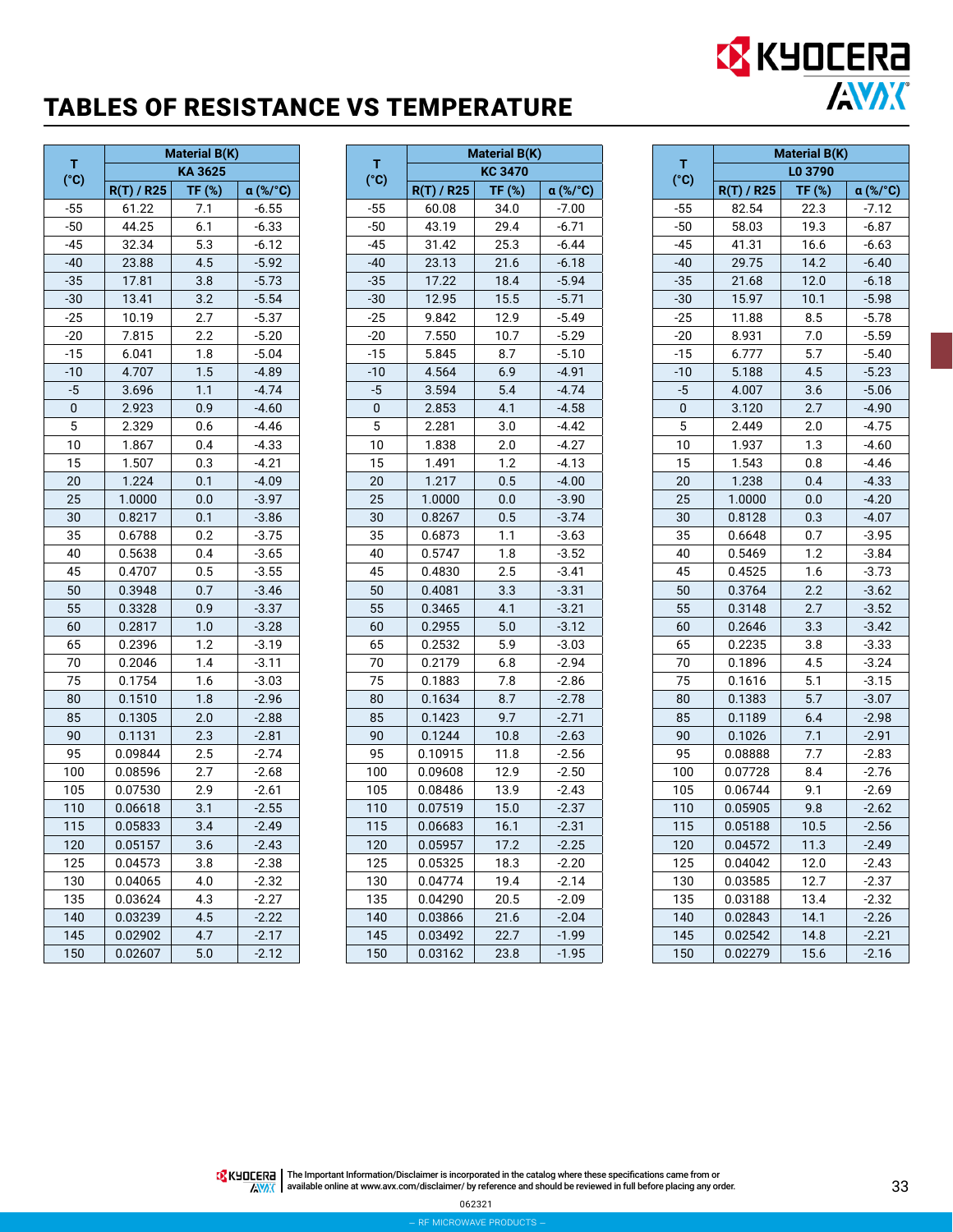# TABLES OF RESISTANCE VS TEMPERATURE

| T (°C) | Material B(K) KA 3625 | | |
|---|---|---|---|
| | R(T) / R25 | TF (%) | α (%/°C) |
| -55 | 61.22 | 7.1 | -6.55 |
| -50 | 44.25 | 6.1 | -6.33 |
| -45 | 32.34 | 5.3 | -6.12 |
| -40 | 23.88 | 4.5 | -5.92 |
| -35 | 17.81 | 3.8 | -5.73 |
| -30 | 13.41 | 3.2 | -5.54 |
| -25 | 10.19 | 2.7 | -5.37 |
| -20 | 7.815 | 2.2 | -5.20 |
| -15 | 6.041 | 1.8 | -5.04 |
| -10 | 4.707 | 1.5 | -4.89 |
| -5 | 3.696 | 1.1 | -4.74 |
| 0 | 2.923 | 0.9 | -4.60 |
| 5 | 2.329 | 0.6 | -4.46 |
| 10 | 1.867 | 0.4 | -4.33 |
| 15 | 1.507 | 0.3 | -4.21 |
| 20 | 1.224 | 0.1 | -4.09 |
| 25 | 1.0000 | 0.0 | -3.97 |
| 30 | 0.8217 | 0.1 | -3.86 |
| 35 | 0.6788 | 0.2 | -3.75 |
| 40 | 0.5638 | 0.4 | -3.65 |
| 45 | 0.4707 | 0.5 | -3.55 |
| 50 | 0.3948 | 0.7 | -3.46 |
| 55 | 0.3328 | 0.9 | -3.37 |
| 60 | 0.2817 | 1.0 | -3.28 |
| 65 | 0.2396 | 1.2 | -3.19 |
| 70 | 0.2046 | 1.4 | -3.11 |
| 75 | 0.1754 | 1.6 | -3.03 |
| 80 | 0.1510 | 1.8 | -2.96 |
| 85 | 0.1305 | 2.0 | -2.88 |
| 90 | 0.1131 | 2.3 | -2.81 |
| 95 | 0.09844 | 2.5 | -2.74 |
| 100 | 0.08596 | 2.7 | -2.68 |
| 105 | 0.07530 | 2.9 | -2.61 |
| 110 | 0.06618 | 3.1 | -2.55 |
| 115 | 0.05833 | 3.4 | -2.49 |
| 120 | 0.05157 | 3.6 | -2.43 |
| 125 | 0.04573 | 3.8 | -2.38 |
| 130 | 0.04065 | 4.0 | -2.32 |
| 135 | 0.03624 | 4.3 | -2.27 |
| 140 | 0.03239 | 4.5 | -2.22 |
| 145 | 0.02902 | 4.7 | -2.17 |
| 150 | 0.02607 | 5.0 | -2.12 |

| T (°C) | Material B(K) KC 3470 | | |
|---|---|---|---|
| | R(T) / R25 | TF (%) | α (%/°C) |
| -55 | 60.08 | 34.0 | -7.00 |
| -50 | 43.19 | 29.4 | -6.71 |
| -45 | 31.42 | 25.3 | -6.44 |
| -40 | 23.13 | 21.6 | -6.18 |
| -35 | 17.22 | 18.4 | -5.94 |
| -30 | 12.95 | 15.5 | -5.71 |
| -25 | 9.842 | 12.9 | -5.49 |
| -20 | 7.550 | 10.7 | -5.29 |
| -15 | 5.845 | 8.7 | -5.10 |
| -10 | 4.564 | 6.9 | -4.91 |
| -5 | 3.594 | 5.4 | -4.74 |
| 0 | 2.853 | 4.1 | -4.58 |
| 5 | 2.281 | 3.0 | -4.42 |
| 10 | 1.838 | 2.0 | -4.27 |
| 15 | 1.491 | 1.2 | -4.13 |
| 20 | 1.217 | 0.5 | -4.00 |
| 25 | 1.0000 | 0.0 | -3.90 |
| 30 | 0.8267 | 0.5 | -3.74 |
| 35 | 0.6873 | 1.1 | -3.63 |
| 40 | 0.5747 | 1.8 | -3.52 |
| 45 | 0.4830 | 2.5 | -3.41 |
| 50 | 0.4081 | 3.3 | -3.31 |
| 55 | 0.3465 | 4.1 | -3.21 |
| 60 | 0.2955 | 5.0 | -3.12 |
| 65 | 0.2532 | 5.9 | -3.03 |
| 70 | 0.2179 | 6.8 | -2.94 |
| 75 | 0.1883 | 7.8 | -2.86 |
| 80 | 0.1634 | 8.7 | -2.78 |
| 85 | 0.1423 | 9.7 | -2.71 |
| 90 | 0.1244 | 10.8 | -2.63 |
| 95 | 0.10915 | 11.8 | -2.56 |
| 100 | 0.09608 | 12.9 | -2.50 |
| 105 | 0.08486 | 13.9 | -2.43 |
| 110 | 0.07519 | 15.0 | -2.37 |
| 115 | 0.06683 | 16.1 | -2.31 |
| 120 | 0.05957 | 17.2 | -2.25 |
| 125 | 0.05325 | 18.3 | -2.20 |
| 130 | 0.04774 | 19.4 | -2.14 |
| 135 | 0.04290 | 20.5 | -2.09 |
| 140 | 0.03866 | 21.6 | -2.04 |
| 145 | 0.03492 | 22.7 | -1.99 |
| 150 | 0.03162 | 23.8 | -1.95 |

| T (°C) | Material B(K) L0 3790 | | |
|---|---|---|---|
| | R(T) / R25 | TF (%) | α (%/°C) |
| -55 | 82.54 | 22.3 | -7.12 |
| -50 | 58.03 | 19.3 | -6.87 |
| -45 | 41.31 | 16.6 | -6.63 |
| -40 | 29.75 | 14.2 | -6.40 |
| -35 | 21.68 | 12.0 | -6.18 |
| -30 | 15.97 | 10.1 | -5.98 |
| -25 | 11.88 | 8.5 | -5.78 |
| -20 | 8.931 | 7.0 | -5.59 |
| -15 | 6.777 | 5.7 | -5.40 |
| -10 | 5.188 | 4.5 | -5.23 |
| -5 | 4.007 | 3.6 | -5.06 |
| 0 | 3.120 | 2.7 | -4.90 |
| 5 | 2.449 | 2.0 | -4.75 |
| 10 | 1.937 | 1.3 | -4.60 |
| 15 | 1.543 | 0.8 | -4.46 |
| 20 | 1.238 | 0.4 | -4.33 |
| 25 | 1.0000 | 0.0 | -4.20 |
| 30 | 0.8128 | 0.3 | -4.07 |
| 35 | 0.6648 | 0.7 | -3.95 |
| 40 | 0.5469 | 1.2 | -3.84 |
| 45 | 0.4525 | 1.6 | -3.73 |
| 50 | 0.3764 | 2.2 | -3.62 |
| 55 | 0.3148 | 2.7 | -3.52 |
| 60 | 0.2646 | 3.3 | -3.42 |
| 65 | 0.2235 | 3.8 | -3.33 |
| 70 | 0.1896 | 4.5 | -3.24 |
| 75 | 0.1616 | 5.1 | -3.15 |
| 80 | 0.1383 | 5.7 | -3.07 |
| 85 | 0.1189 | 6.4 | -2.98 |
| 90 | 0.1026 | 7.1 | -2.91 |
| 95 | 0.08888 | 7.7 | -2.83 |
| 100 | 0.07728 | 8.4 | -2.76 |
| 105 | 0.06744 | 9.1 | -2.69 |
| 110 | 0.05905 | 9.8 | -2.62 |
| 115 | 0.05188 | 10.5 | -2.56 |
| 120 | 0.04572 | 11.3 | -2.49 |
| 125 | 0.04042 | 12.0 | -2.43 |
| 130 | 0.03585 | 12.7 | -2.37 |
| 135 | 0.03188 | 13.4 | -2.32 |
| 140 | 0.02843 | 14.1 | -2.26 |
| 145 | 0.02542 | 14.8 | -2.21 |
| 150 | 0.02279 | 15.6 | -2.16 |

The Important Information/Disclaimer is incorporated in the catalog where these specifications came from or available online at www.avx.com/disclaimer/ by reference and should be reviewed in full before placing any order.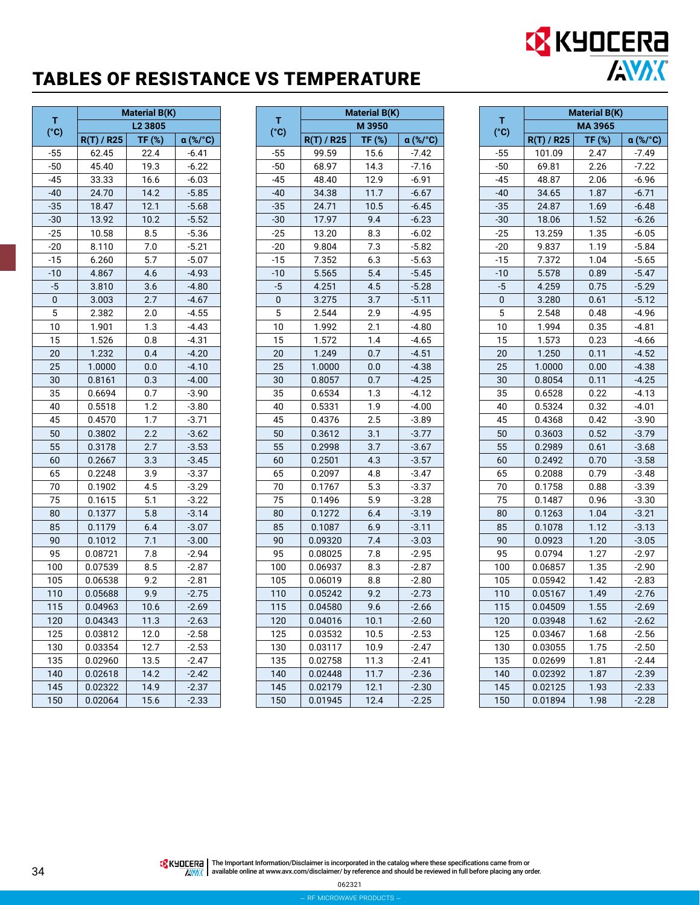# TABLES OF RESISTANCE VS TEMPERATURE

| T (°C) | Material B(K) | | |
|---|---|---|---|
| | L2 3805 | | |
| | R(T) / R25 | TF (%) | α (%/°C) |
| -55 | 62.45 | 22.4 | -6.41 |
| -50 | 45.40 | 19.3 | -6.22 |
| -45 | 33.33 | 16.6 | -6.03 |
| -40 | 24.70 | 14.2 | -5.85 |
| -35 | 18.47 | 12.1 | -5.68 |
| -30 | 13.92 | 10.2 | -5.52 |
| -25 | 10.58 | 8.5 | -5.36 |
| -20 | 8.110 | 7.0 | -5.21 |
| -15 | 6.260 | 5.7 | -5.07 |
| -10 | 4.867 | 4.6 | -4.93 |
| -5 | 3.810 | 3.6 | -4.80 |
| 0 | 3.003 | 2.7 | -4.67 |
| 5 | 2.382 | 2.0 | -4.55 |
| 10 | 1.901 | 1.3 | -4.43 |
| 15 | 1.526 | 0.8 | -4.31 |
| 20 | 1.232 | 0.4 | -4.20 |
| 25 | 1.0000 | 0.0 | -4.10 |
| 30 | 0.8161 | 0.3 | -4.00 |
| 35 | 0.6694 | 0.7 | -3.90 |
| 40 | 0.5518 | 1.2 | -3.80 |
| 45 | 0.4570 | 1.7 | -3.71 |
| 50 | 0.3802 | 2.2 | -3.62 |
| 55 | 0.3178 | 2.7 | -3.53 |
| 60 | 0.2667 | 3.3 | -3.45 |
| 65 | 0.2248 | 3.9 | -3.37 |
| 70 | 0.1902 | 4.5 | -3.29 |
| 75 | 0.1615 | 5.1 | -3.22 |
| 80 | 0.1377 | 5.8 | -3.14 |
| 85 | 0.1179 | 6.4 | -3.07 |
| 90 | 0.1012 | 7.1 | -3.00 |
| 95 | 0.08721 | 7.8 | -2.94 |
| 100 | 0.07539 | 8.5 | -2.87 |
| 105 | 0.06538 | 9.2 | -2.81 |
| 110 | 0.05688 | 9.9 | -2.75 |
| 115 | 0.04963 | 10.6 | -2.69 |
| 120 | 0.04343 | 11.3 | -2.63 |
| 125 | 0.03812 | 12.0 | -2.58 |
| 130 | 0.03354 | 12.7 | -2.53 |
| 135 | 0.02960 | 13.5 | -2.47 |
| 140 | 0.02618 | 14.2 | -2.42 |
| 145 | 0.02322 | 14.9 | -2.37 |
| 150 | 0.02064 | 15.6 | -2.33 |

| T (°C) | Material B(K) | | |
|---|---|---|---|
| | M 3950 | | |
| | R(T) / R25 | TF (%) | α (%/°C) |
| -55 | 99.59 | 15.6 | -7.42 |
| -50 | 68.97 | 14.3 | -7.16 |
| -45 | 48.40 | 12.9 | -6.91 |
| -40 | 34.38 | 11.7 | -6.67 |
| -35 | 24.71 | 10.5 | -6.45 |
| -30 | 17.97 | 9.4 | -6.23 |
| -25 | 13.20 | 8.3 | -6.02 |
| -20 | 9.804 | 7.3 | -5.82 |
| -15 | 7.352 | 6.3 | -5.63 |
| -10 | 5.565 | 5.4 | -5.45 |
| -5 | 4.251 | 4.5 | -5.28 |
| 0 | 3.275 | 3.7 | -5.11 |
| 5 | 2.544 | 2.9 | -4.95 |
| 10 | 1.992 | 2.1 | -4.80 |
| 15 | 1.572 | 1.4 | -4.65 |
| 20 | 1.249 | 0.7 | -4.51 |
| 25 | 1.0000 | 0.0 | -4.38 |
| 30 | 0.8057 | 0.7 | -4.25 |
| 35 | 0.6534 | 1.3 | -4.12 |
| 40 | 0.5331 | 1.9 | -4.00 |
| 45 | 0.4376 | 2.5 | -3.89 |
| 50 | 0.3612 | 3.1 | -3.77 |
| 55 | 0.2998 | 3.7 | -3.67 |
| 60 | 0.2501 | 4.3 | -3.57 |
| 65 | 0.2097 | 4.8 | -3.47 |
| 70 | 0.1767 | 5.3 | -3.37 |
| 75 | 0.1496 | 5.9 | -3.28 |
| 80 | 0.1272 | 6.4 | -3.19 |
| 85 | 0.1087 | 6.9 | -3.11 |
| 90 | 0.09320 | 7.4 | -3.03 |
| 95 | 0.08025 | 7.8 | -2.95 |
| 100 | 0.06937 | 8.3 | -2.87 |
| 105 | 0.06019 | 8.8 | -2.80 |
| 110 | 0.05242 | 9.2 | -2.73 |
| 115 | 0.04580 | 9.6 | -2.66 |
| 120 | 0.04016 | 10.1 | -2.60 |
| 125 | 0.03532 | 10.5 | -2.53 |
| 130 | 0.03117 | 10.9 | -2.47 |
| 135 | 0.02758 | 11.3 | -2.41 |
| 140 | 0.02448 | 11.7 | -2.36 |
| 145 | 0.02179 | 12.1 | -2.30 |
| 150 | 0.01945 | 12.4 | -2.25 |

| T (°C) | Material B(K) | | |
|---|---|---|---|
| | MA 3965 | | |
| | R(T) / R25 | TF (%) | α (%/°C) |
| -55 | 101.09 | 2.47 | -7.49 |
| -50 | 69.81 | 2.26 | -7.22 |
| -45 | 48.87 | 2.06 | -6.96 |
| -40 | 34.65 | 1.87 | -6.71 |
| -35 | 24.87 | 1.69 | -6.48 |
| -30 | 18.06 | 1.52 | -6.26 |
| -25 | 13.259 | 1.35 | -6.05 |
| -20 | 9.837 | 1.19 | -5.84 |
| -15 | 7.372 | 1.04 | -5.65 |
| -10 | 5.578 | 0.89 | -5.47 |
| -5 | 4.259 | 0.75 | -5.29 |
| 0 | 3.280 | 0.61 | -5.12 |
| 5 | 2.548 | 0.48 | -4.96 |
| 10 | 1.994 | 0.35 | -4.81 |
| 15 | 1.573 | 0.23 | -4.66 |
| 20 | 1.250 | 0.11 | -4.52 |
| 25 | 1.0000 | 0.00 | -4.38 |
| 30 | 0.8054 | 0.11 | -4.25 |
| 35 | 0.6528 | 0.22 | -4.13 |
| 40 | 0.5324 | 0.32 | -4.01 |
| 45 | 0.4368 | 0.42 | -3.90 |
| 50 | 0.3603 | 0.52 | -3.79 |
| 55 | 0.2989 | 0.61 | -3.68 |
| 60 | 0.2492 | 0.70 | -3.58 |
| 65 | 0.2088 | 0.79 | -3.48 |
| 70 | 0.1758 | 0.88 | -3.39 |
| 75 | 0.1487 | 0.96 | -3.30 |
| 80 | 0.1263 | 1.04 | -3.21 |
| 85 | 0.1078 | 1.12 | -3.13 |
| 90 | 0.0923 | 1.20 | -3.05 |
| 95 | 0.0794 | 1.27 | -2.97 |
| 100 | 0.06857 | 1.35 | -2.90 |
| 105 | 0.05942 | 1.42 | -2.83 |
| 110 | 0.05167 | 1.49 | -2.76 |
| 115 | 0.04509 | 1.55 | -2.69 |
| 120 | 0.03948 | 1.62 | -2.62 |
| 125 | 0.03467 | 1.68 | -2.56 |
| 130 | 0.03055 | 1.75 | -2.50 |
| 135 | 0.02699 | 1.81 | -2.44 |
| 140 | 0.02392 | 1.87 | -2.39 |
| 145 | 0.02125 | 1.93 | -2.33 |
| 150 | 0.01894 | 1.98 | -2.28 |

The Important Information/Disclaimer is incorporated in the catalog where these specifications came from or available online at www.avx.com/disclaimer/ by reference and should be reviewed in full before placing any order.

062321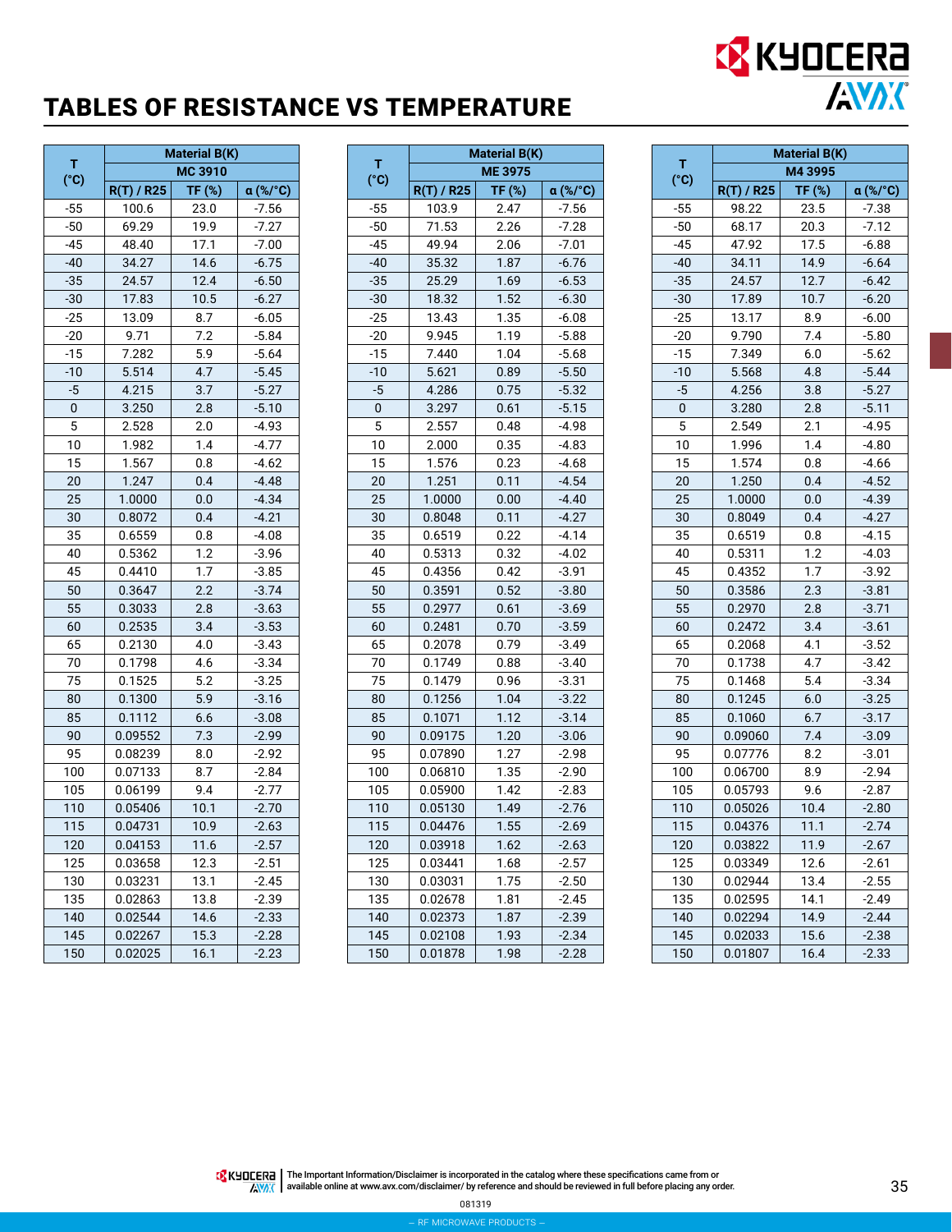# TABLES OF RESISTANCE VS TEMPERATURE

| T (°C) | Material B(K) | | |
|---|---|---|---|
| | MC 3910 | | |
| | R(T) / R25 | TF (%) | α (%/°C) |
| -55 | 100.6 | 23.0 | -7.56 |
| -50 | 69.29 | 19.9 | -7.27 |
| -45 | 48.40 | 17.1 | -7.00 |
| -40 | 34.27 | 14.6 | -6.75 |
| -35 | 24.57 | 12.4 | -6.50 |
| -30 | 17.83 | 10.5 | -6.27 |
| -25 | 13.09 | 8.7 | -6.05 |
| -20 | 9.71 | 7.2 | -5.84 |
| -15 | 7.282 | 5.9 | -5.64 |
| -10 | 5.514 | 4.7 | -5.45 |
| -5 | 4.215 | 3.7 | -5.27 |
| 0 | 3.250 | 2.8 | -5.10 |
| 5 | 2.528 | 2.0 | -4.93 |
| 10 | 1.982 | 1.4 | -4.77 |
| 15 | 1.567 | 0.8 | -4.62 |
| 20 | 1.247 | 0.4 | -4.48 |
| 25 | 1.0000 | 0.0 | -4.34 |
| 30 | 0.8072 | 0.4 | -4.21 |
| 35 | 0.6559 | 0.8 | -4.08 |
| 40 | 0.5362 | 1.2 | -3.96 |
| 45 | 0.4410 | 1.7 | -3.85 |
| 50 | 0.3647 | 2.2 | -3.74 |
| 55 | 0.3033 | 2.8 | -3.63 |
| 60 | 0.2535 | 3.4 | -3.53 |
| 65 | 0.2130 | 4.0 | -3.43 |
| 70 | 0.1798 | 4.6 | -3.34 |
| 75 | 0.1525 | 5.2 | -3.25 |
| 80 | 0.1300 | 5.9 | -3.16 |
| 85 | 0.1112 | 6.6 | -3.08 |
| 90 | 0.09552 | 7.3 | -2.99 |
| 95 | 0.08239 | 8.0 | -2.92 |
| 100 | 0.07133 | 8.7 | -2.84 |
| 105 | 0.06199 | 9.4 | -2.77 |
| 110 | 0.05406 | 10.1 | -2.70 |
| 115 | 0.04731 | 10.9 | -2.63 |
| 120 | 0.04153 | 11.6 | -2.57 |
| 125 | 0.03658 | 12.3 | -2.51 |
| 130 | 0.03231 | 13.1 | -2.45 |
| 135 | 0.02863 | 13.8 | -2.39 |
| 140 | 0.02544 | 14.6 | -2.33 |
| 145 | 0.02267 | 15.3 | -2.28 |
| 150 | 0.02025 | 16.1 | -2.23 |

| T (°C) | Material B(K) | | |
|---|---|---|---|
| | ME 3975 | | |
| | R(T) / R25 | TF (%) | α (%/°C) |
| -55 | 103.9 | 2.47 | -7.56 |
| -50 | 71.53 | 2.26 | -7.28 |
| -45 | 49.94 | 2.06 | -7.01 |
| -40 | 35.32 | 1.87 | -6.76 |
| -35 | 25.29 | 1.69 | -6.53 |
| -30 | 18.32 | 1.52 | -6.30 |
| -25 | 13.43 | 1.35 | -6.08 |
| -20 | 9.945 | 1.19 | -5.88 |
| -15 | 7.440 | 1.04 | -5.68 |
| -10 | 5.621 | 0.89 | -5.50 |
| -5 | 4.286 | 0.75 | -5.32 |
| 0 | 3.297 | 0.61 | -5.15 |
| 5 | 2.557 | 0.48 | -4.98 |
| 10 | 2.000 | 0.35 | -4.83 |
| 15 | 1.576 | 0.23 | -4.68 |
| 20 | 1.251 | 0.11 | -4.54 |
| 25 | 1.0000 | 0.00 | -4.40 |
| 30 | 0.8048 | 0.11 | -4.27 |
| 35 | 0.6519 | 0.22 | -4.14 |
| 40 | 0.5313 | 0.32 | -4.02 |
| 45 | 0.4356 | 0.42 | -3.91 |
| 50 | 0.3591 | 0.52 | -3.80 |
| 55 | 0.2977 | 0.61 | -3.69 |
| 60 | 0.2481 | 0.70 | -3.59 |
| 65 | 0.2078 | 0.79 | -3.49 |
| 70 | 0.1749 | 0.88 | -3.40 |
| 75 | 0.1479 | 0.96 | -3.31 |
| 80 | 0.1256 | 1.04 | -3.22 |
| 85 | 0.1071 | 1.12 | -3.14 |
| 90 | 0.09175 | 1.20 | -3.06 |
| 95 | 0.07890 | 1.27 | -2.98 |
| 100 | 0.06810 | 1.35 | -2.90 |
| 105 | 0.05900 | 1.42 | -2.83 |
| 110 | 0.05130 | 1.49 | -2.76 |
| 115 | 0.04476 | 1.55 | -2.69 |
| 120 | 0.03918 | 1.62 | -2.63 |
| 125 | 0.03441 | 1.68 | -2.57 |
| 130 | 0.03031 | 1.75 | -2.50 |
| 135 | 0.02678 | 1.81 | -2.45 |
| 140 | 0.02373 | 1.87 | -2.39 |
| 145 | 0.02108 | 1.93 | -2.34 |
| 150 | 0.01878 | 1.98 | -2.28 |

| T (°C) | Material B(K) | | |
|---|---|---|---|
| | M4 3995 | | |
| | R(T) / R25 | TF (%) | α (%/°C) |
| -55 | 98.22 | 23.5 | -7.38 |
| -50 | 68.17 | 20.3 | -7.12 |
| -45 | 47.92 | 17.5 | -6.88 |
| -40 | 34.11 | 14.9 | -6.64 |
| -35 | 24.57 | 12.7 | -6.42 |
| -30 | 17.89 | 10.7 | -6.20 |
| -25 | 13.17 | 8.9 | -6.00 |
| -20 | 9.790 | 7.4 | -5.80 |
| -15 | 7.349 | 6.0 | -5.62 |
| -10 | 5.568 | 4.8 | -5.44 |
| -5 | 4.256 | 3.8 | -5.27 |
| 0 | 3.280 | 2.8 | -5.11 |
| 5 | 2.549 | 2.1 | -4.95 |
| 10 | 1.996 | 1.4 | -4.80 |
| 15 | 1.574 | 0.8 | -4.66 |
| 20 | 1.250 | 0.4 | -4.52 |
| 25 | 1.0000 | 0.0 | -4.39 |
| 30 | 0.8049 | 0.4 | -4.27 |
| 35 | 0.6519 | 0.8 | -4.15 |
| 40 | 0.5311 | 1.2 | -4.03 |
| 45 | 0.4352 | 1.7 | -3.92 |
| 50 | 0.3586 | 2.3 | -3.81 |
| 55 | 0.2970 | 2.8 | -3.71 |
| 60 | 0.2472 | 3.4 | -3.61 |
| 65 | 0.2068 | 4.1 | -3.52 |
| 70 | 0.1738 | 4.7 | -3.42 |
| 75 | 0.1468 | 5.4 | -3.34 |
| 80 | 0.1245 | 6.0 | -3.25 |
| 85 | 0.1060 | 6.7 | -3.17 |
| 90 | 0.09060 | 7.4 | -3.09 |
| 95 | 0.07776 | 8.2 | -3.01 |
| 100 | 0.06700 | 8.9 | -2.94 |
| 105 | 0.05793 | 9.6 | -2.87 |
| 110 | 0.05026 | 10.4 | -2.80 |
| 115 | 0.04376 | 11.1 | -2.74 |
| 120 | 0.03822 | 11.9 | -2.67 |
| 125 | 0.03349 | 12.6 | -2.61 |
| 130 | 0.02944 | 13.4 | -2.55 |
| 135 | 0.02595 | 14.1 | -2.49 |
| 140 | 0.02294 | 14.9 | -2.44 |
| 145 | 0.02033 | 15.6 | -2.38 |
| 150 | 0.01807 | 16.4 | -2.33 |

The Important Information/Disclaimer is incorporated in the catalog where these specifications came from or available online at www.avx.com/disclaimer/ by reference and should be reviewed in full before placing any order.

081319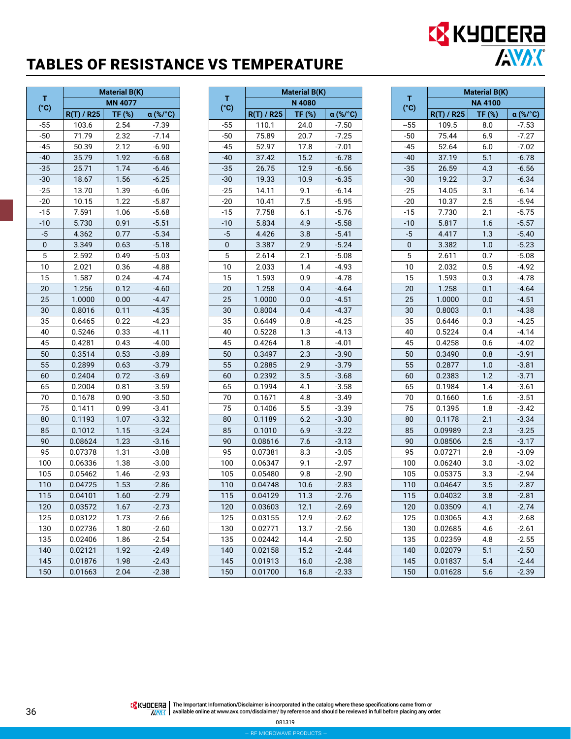# TABLES OF RESISTANCE VS TEMPERATURE

| T (°C) | Material B(K) MN 4077 | | |
|---|---|---|---|
| | R(T) / R25 | TF (%) | α (%/°C) |
| -55 | 103.6 | 2.54 | -7.39 |
| -50 | 71.79 | 2.32 | -7.14 |
| -45 | 50.39 | 2.12 | -6.90 |
| -40 | 35.79 | 1.92 | -6.68 |
| -35 | 25.71 | 1.74 | -6.46 |
| -30 | 18.67 | 1.56 | -6.25 |
| -25 | 13.70 | 1.39 | -6.06 |
| -20 | 10.15 | 1.22 | -5.87 |
| -15 | 7.591 | 1.06 | -5.68 |
| -10 | 5.730 | 0.91 | -5.51 |
| -5 | 4.362 | 0.77 | -5.34 |
| 0 | 3.349 | 0.63 | -5.18 |
| 5 | 2.592 | 0.49 | -5.03 |
| 10 | 2.021 | 0.36 | -4.88 |
| 15 | 1.587 | 0.24 | -4.74 |
| 20 | 1.256 | 0.12 | -4.60 |
| 25 | 1.0000 | 0.00 | -4.47 |
| 30 | 0.8016 | 0.11 | -4.35 |
| 35 | 0.6465 | 0.22 | -4.23 |
| 40 | 0.5246 | 0.33 | -4.11 |
| 45 | 0.4281 | 0.43 | -4.00 |
| 50 | 0.3514 | 0.53 | -3.89 |
| 55 | 0.2899 | 0.63 | -3.79 |
| 60 | 0.2404 | 0.72 | -3.69 |
| 65 | 0.2004 | 0.81 | -3.59 |
| 70 | 0.1678 | 0.90 | -3.50 |
| 75 | 0.1411 | 0.99 | -3.41 |
| 80 | 0.1193 | 1.07 | -3.32 |
| 85 | 0.1012 | 1.15 | -3.24 |
| 90 | 0.08624 | 1.23 | -3.16 |
| 95 | 0.07378 | 1.31 | -3.08 |
| 100 | 0.06336 | 1.38 | -3.00 |
| 105 | 0.05462 | 1.46 | -2.93 |
| 110 | 0.04725 | 1.53 | -2.86 |
| 115 | 0.04101 | 1.60 | -2.79 |
| 120 | 0.03572 | 1.67 | -2.73 |
| 125 | 0.03122 | 1.73 | -2.66 |
| 130 | 0.02736 | 1.80 | -2.60 |
| 135 | 0.02406 | 1.86 | -2.54 |
| 140 | 0.02121 | 1.92 | -2.49 |
| 145 | 0.01876 | 1.98 | -2.43 |
| 150 | 0.01663 | 2.04 | -2.38 |

| T (°C) | Material B(K) N 4080 | | |
|---|---|---|---|
| | R(T) / R25 | TF (%) | α (%/°C) |
| -55 | 110.1 | 24.0 | -7.50 |
| -50 | 75.89 | 20.7 | -7.25 |
| -45 | 52.97 | 17.8 | -7.01 |
| -40 | 37.42 | 15.2 | -6.78 |
| -35 | 26.75 | 12.9 | -6.56 |
| -30 | 19.33 | 10.9 | -6.35 |
| -25 | 14.11 | 9.1 | -6.14 |
| -20 | 10.41 | 7.5 | -5.95 |
| -15 | 7.758 | 6.1 | -5.76 |
| -10 | 5.834 | 4.9 | -5.58 |
| -5 | 4.426 | 3.8 | -5.41 |
| 0 | 3.387 | 2.9 | -5.24 |
| 5 | 2.614 | 2.1 | -5.08 |
| 10 | 2.033 | 1.4 | -4.93 |
| 15 | 1.593 | 0.9 | -4.78 |
| 20 | 1.258 | 0.4 | -4.64 |
| 25 | 1.0000 | 0.0 | -4.51 |
| 30 | 0.8004 | 0.4 | -4.37 |
| 35 | 0.6449 | 0.8 | -4.25 |
| 40 | 0.5228 | 1.3 | -4.13 |
| 45 | 0.4264 | 1.8 | -4.01 |
| 50 | 0.3497 | 2.3 | -3.90 |
| 55 | 0.2885 | 2.9 | -3.79 |
| 60 | 0.2392 | 3.5 | -3.68 |
| 65 | 0.1994 | 4.1 | -3.58 |
| 70 | 0.1671 | 4.8 | -3.49 |
| 75 | 0.1406 | 5.5 | -3.39 |
| 80 | 0.1189 | 6.2 | -3.30 |
| 85 | 0.1010 | 6.9 | -3.22 |
| 90 | 0.08616 | 7.6 | -3.13 |
| 95 | 0.07381 | 8.3 | -3.05 |
| 100 | 0.06347 | 9.1 | -2.97 |
| 105 | 0.05480 | 9.8 | -2.90 |
| 110 | 0.04748 | 10.6 | -2.83 |
| 115 | 0.04129 | 11.3 | -2.76 |
| 120 | 0.03603 | 12.1 | -2.69 |
| 125 | 0.03155 | 12.9 | -2.62 |
| 130 | 0.02771 | 13.7 | -2.56 |
| 135 | 0.02442 | 14.4 | -2.50 |
| 140 | 0.02158 | 15.2 | -2.44 |
| 145 | 0.01913 | 16.0 | -2.38 |
| 150 | 0.01700 | 16.8 | -2.33 |

| T (°C) | Material B(K) NA 4100 | | |
|---|---|---|---|
| | R(T) / R25 | TF (%) | α (%/°C) |
| –55 | 109.5 | 8.0 | -7.53 |
| -50 | 75.44 | 6.9 | -7.27 |
| -45 | 52.64 | 6.0 | -7.02 |
| -40 | 37.19 | 5.1 | -6.78 |
| -35 | 26.59 | 4.3 | -6.56 |
| -30 | 19.22 | 3.7 | -6.34 |
| -25 | 14.05 | 3.1 | -6.14 |
| -20 | 10.37 | 2.5 | -5.94 |
| -15 | 7.730 | 2.1 | -5.75 |
| -10 | 5.817 | 1.6 | -5.57 |
| -5 | 4.417 | 1.3 | -5.40 |
| 0 | 3.382 | 1.0 | -5.23 |
| 5 | 2.611 | 0.7 | -5.08 |
| 10 | 2.032 | 0.5 | -4.92 |
| 15 | 1.593 | 0.3 | -4.78 |
| 20 | 1.258 | 0.1 | -4.64 |
| 25 | 1.0000 | 0.0 | -4.51 |
| 30 | 0.8003 | 0.1 | -4.38 |
| 35 | 0.6446 | 0.3 | -4.25 |
| 40 | 0.5224 | 0.4 | -4.14 |
| 45 | 0.4258 | 0.6 | -4.02 |
| 50 | 0.3490 | 0.8 | -3.91 |
| 55 | 0.2877 | 1.0 | -3.81 |
| 60 | 0.2383 | 1.2 | -3.71 |
| 65 | 0.1984 | 1.4 | -3.61 |
| 70 | 0.1660 | 1.6 | -3.51 |
| 75 | 0.1395 | 1.8 | -3.42 |
| 80 | 0.1178 | 2.1 | -3.34 |
| 85 | 0.09989 | 2.3 | -3.25 |
| 90 | 0.08506 | 2.5 | -3.17 |
| 95 | 0.07271 | 2.8 | -3.09 |
| 100 | 0.06240 | 3.0 | -3.02 |
| 105 | 0.05375 | 3.3 | -2.94 |
| 110 | 0.04647 | 3.5 | -2.87 |
| 115 | 0.04032 | 3.8 | -2.81 |
| 120 | 0.03509 | 4.1 | -2.74 |
| 125 | 0.03065 | 4.3 | -2.68 |
| 130 | 0.02685 | 4.6 | -2.61 |
| 135 | 0.02359 | 4.8 | -2.55 |
| 140 | 0.02079 | 5.1 | -2.50 |
| 145 | 0.01837 | 5.4 | -2.44 |
| 150 | 0.01628 | 5.6 | -2.39 |

The Important Information/Disclaimer is incorporated in the catalog where these specifications came from or available online at www.avx.com/disclaimer/ by reference and should be reviewed in full before placing any order.

081319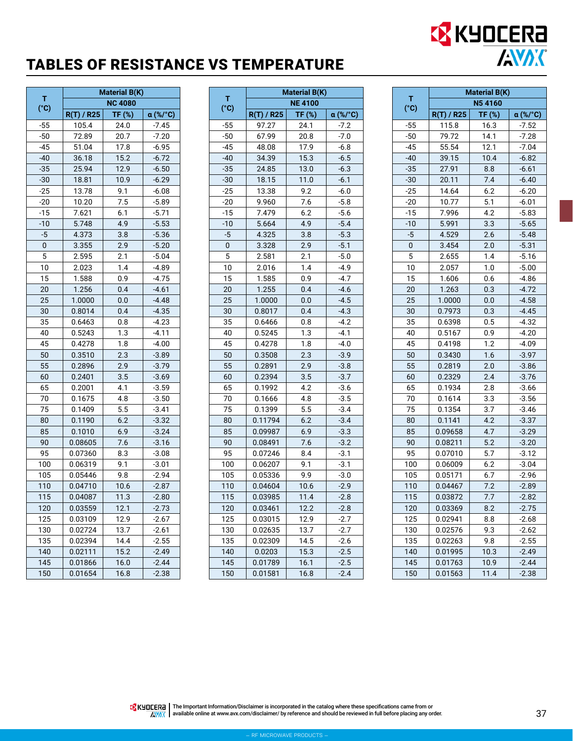# TABLES OF RESISTANCE VS TEMPERATURE

| T (°C) | Material B(K) NC 4080 | | |
|---|---|---|---|
| | R(T) / R25 | TF (%) | α (%/°C) |
| -55 | 105.4 | 24.0 | -7.45 |
| -50 | 72.89 | 20.7 | -7.20 |
| -45 | 51.04 | 17.8 | -6.95 |
| -40 | 36.18 | 15.2 | -6.72 |
| -35 | 25.94 | 12.9 | -6.50 |
| -30 | 18.81 | 10.9 | -6.29 |
| -25 | 13.78 | 9.1 | -6.08 |
| -20 | 10.20 | 7.5 | -5.89 |
| -15 | 7.621 | 6.1 | -5.71 |
| -10 | 5.748 | 4.9 | -5.53 |
| -5 | 4.373 | 3.8 | -5.36 |
| 0 | 3.355 | 2.9 | -5.20 |
| 5 | 2.595 | 2.1 | -5.04 |
| 10 | 2.023 | 1.4 | -4.89 |
| 15 | 1.588 | 0.9 | -4.75 |
| 20 | 1.256 | 0.4 | -4.61 |
| 25 | 1.0000 | 0.0 | -4.48 |
| 30 | 0.8014 | 0.4 | -4.35 |
| 35 | 0.6463 | 0.8 | -4.23 |
| 40 | 0.5243 | 1.3 | -4.11 |
| 45 | 0.4278 | 1.8 | -4.00 |
| 50 | 0.3510 | 2.3 | -3.89 |
| 55 | 0.2896 | 2.9 | -3.79 |
| 60 | 0.2401 | 3.5 | -3.69 |
| 65 | 0.2001 | 4.1 | -3.59 |
| 70 | 0.1675 | 4.8 | -3.50 |
| 75 | 0.1409 | 5.5 | -3.41 |
| 80 | 0.1190 | 6.2 | -3.32 |
| 85 | 0.1010 | 6.9 | -3.24 |
| 90 | 0.08605 | 7.6 | -3.16 |
| 95 | 0.07360 | 8.3 | -3.08 |
| 100 | 0.06319 | 9.1 | -3.01 |
| 105 | 0.05446 | 9.8 | -2.94 |
| 110 | 0.04710 | 10.6 | -2.87 |
| 115 | 0.04087 | 11.3 | -2.80 |
| 120 | 0.03559 | 12.1 | -2.73 |
| 125 | 0.03109 | 12.9 | -2.67 |
| 130 | 0.02724 | 13.7 | -2.61 |
| 135 | 0.02394 | 14.4 | -2.55 |
| 140 | 0.02111 | 15.2 | -2.49 |
| 145 | 0.01866 | 16.0 | -2.44 |
| 150 | 0.01654 | 16.8 | -2.38 |

| T (°C) | Material B(K) NE 4100 | | |
|---|---|---|---|
| | R(T) / R25 | TF (%) | α (%/°C) |
| -55 | 97.27 | 24.1 | -7.2 |
| -50 | 67.99 | 20.8 | -7.0 |
| -45 | 48.08 | 17.9 | -6.8 |
| -40 | 34.39 | 15.3 | -6.5 |
| -35 | 24.85 | 13.0 | -6.3 |
| -30 | 18.15 | 11.0 | -6.1 |
| -25 | 13.38 | 9.2 | -6.0 |
| -20 | 9.960 | 7.6 | -5.8 |
| -15 | 7.479 | 6.2 | -5.6 |
| -10 | 5.664 | 4.9 | -5.4 |
| -5 | 4.325 | 3.8 | -5.3 |
| 0 | 3.328 | 2.9 | -5.1 |
| 5 | 2.581 | 2.1 | -5.0 |
| 10 | 2.016 | 1.4 | -4.9 |
| 15 | 1.585 | 0.9 | -4.7 |
| 20 | 1.255 | 0.4 | -4.6 |
| 25 | 1.0000 | 0.0 | -4.5 |
| 30 | 0.8017 | 0.4 | -4.3 |
| 35 | 0.6466 | 0.8 | -4.2 |
| 40 | 0.5245 | 1.3 | -4.1 |
| 45 | 0.4278 | 1.8 | -4.0 |
| 50 | 0.3508 | 2.3 | -3.9 |
| 55 | 0.2891 | 2.9 | -3.8 |
| 60 | 0.2394 | 3.5 | -3.7 |
| 65 | 0.1992 | 4.2 | -3.6 |
| 70 | 0.1666 | 4.8 | -3.5 |
| 75 | 0.1399 | 5.5 | -3.4 |
| 80 | 0.11794 | 6.2 | -3.4 |
| 85 | 0.09987 | 6.9 | -3.3 |
| 90 | 0.08491 | 7.6 | -3.2 |
| 95 | 0.07246 | 8.4 | -3.1 |
| 100 | 0.06207 | 9.1 | -3.1 |
| 105 | 0.05336 | 9.9 | -3.0 |
| 110 | 0.04604 | 10.6 | -2.9 |
| 115 | 0.03985 | 11.4 | -2.8 |
| 120 | 0.03461 | 12.2 | -2.8 |
| 125 | 0.03015 | 12.9 | -2.7 |
| 130 | 0.02635 | 13.7 | -2.7 |
| 135 | 0.02309 | 14.5 | -2.6 |
| 140 | 0.0203 | 15.3 | -2.5 |
| 145 | 0.01789 | 16.1 | -2.5 |
| 150 | 0.01581 | 16.8 | -2.4 |

| T (°C) | Material B(K) N5 4160 | | |
|---|---|---|---|
| | R(T) / R25 | TF (%) | α (%/°C) |
| -55 | 115.8 | 16.3 | -7.52 |
| -50 | 79.72 | 14.1 | -7.28 |
| -45 | 55.54 | 12.1 | -7.04 |
| -40 | 39.15 | 10.4 | -6.82 |
| -35 | 27.91 | 8.8 | -6.61 |
| -30 | 20.11 | 7.4 | -6.40 |
| -25 | 14.64 | 6.2 | -6.20 |
| -20 | 10.77 | 5.1 | -6.01 |
| -15 | 7.996 | 4.2 | -5.83 |
| -10 | 5.991 | 3.3 | -5.65 |
| -5 | 4.529 | 2.6 | -5.48 |
| 0 | 3.454 | 2.0 | -5.31 |
| 5 | 2.655 | 1.4 | -5.16 |
| 10 | 2.057 | 1.0 | -5.00 |
| 15 | 1.606 | 0.6 | -4.86 |
| 20 | 1.263 | 0.3 | -4.72 |
| 25 | 1.0000 | 0.0 | -4.58 |
| 30 | 0.7973 | 0.3 | -4.45 |
| 35 | 0.6398 | 0.5 | -4.32 |
| 40 | 0.5167 | 0.9 | -4.20 |
| 45 | 0.4198 | 1.2 | -4.09 |
| 50 | 0.3430 | 1.6 | -3.97 |
| 55 | 0.2819 | 2.0 | -3.86 |
| 60 | 0.2329 | 2.4 | -3.76 |
| 65 | 0.1934 | 2.8 | -3.66 |
| 70 | 0.1614 | 3.3 | -3.56 |
| 75 | 0.1354 | 3.7 | -3.46 |
| 80 | 0.1141 | 4.2 | -3.37 |
| 85 | 0.09658 | 4.7 | -3.29 |
| 90 | 0.08211 | 5.2 | -3.20 |
| 95 | 0.07010 | 5.7 | -3.12 |
| 100 | 0.06009 | 6.2 | -3.04 |
| 105 | 0.05171 | 6.7 | -2.96 |
| 110 | 0.04467 | 7.2 | -2.89 |
| 115 | 0.03872 | 7.7 | -2.82 |
| 120 | 0.03369 | 8.2 | -2.75 |
| 125 | 0.02941 | 8.8 | -2.68 |
| 130 | 0.02576 | 9.3 | -2.62 |
| 135 | 0.02263 | 9.8 | -2.55 |
| 140 | 0.01995 | 10.3 | -2.49 |
| 145 | 0.01763 | 10.9 | -2.44 |
| 150 | 0.01563 | 11.4 | -2.38 |

The Important Information/Disclaimer is incorporated in the catalog where these specifications came from or available online at www.avx.com/disclaimer/ by reference and should be reviewed in full before placing any order.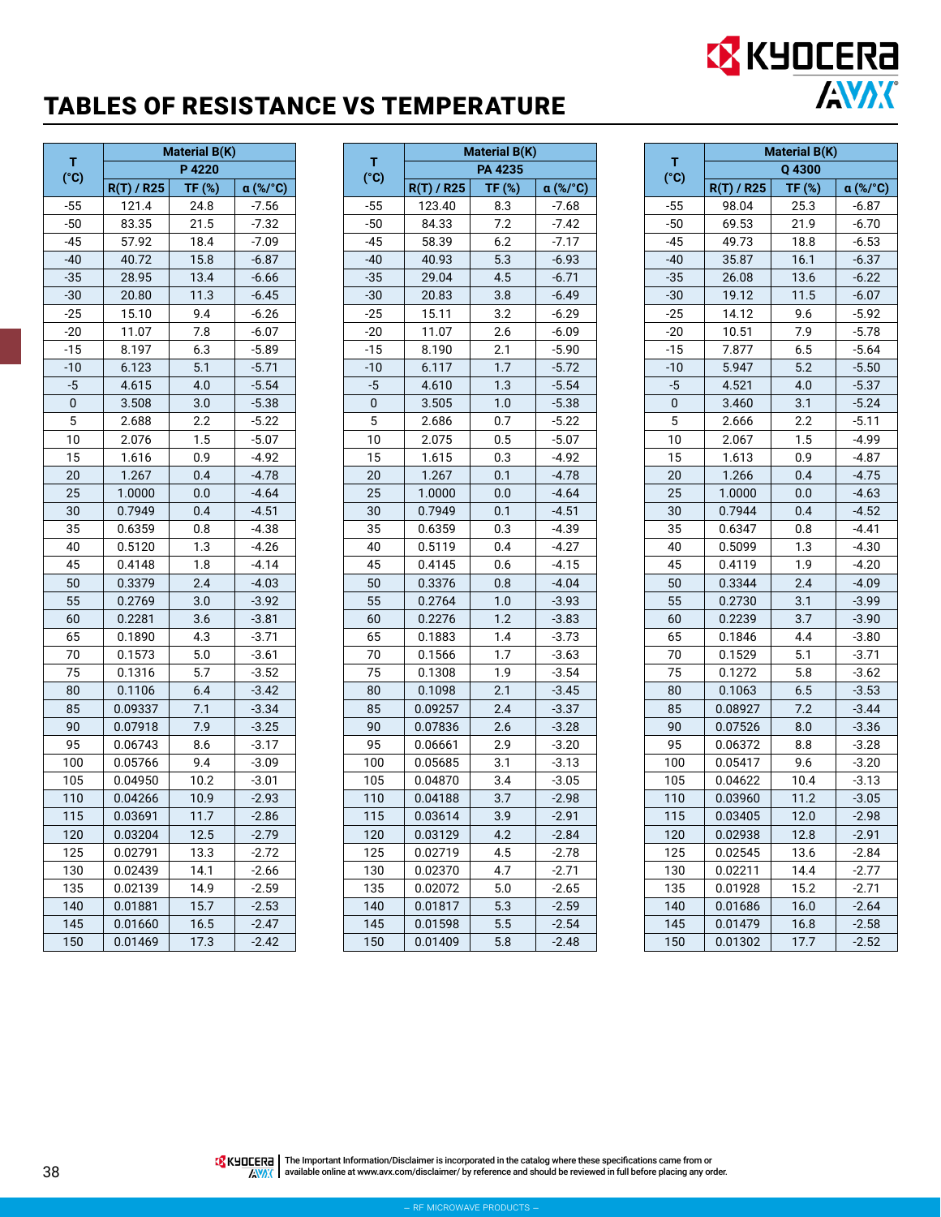# TABLES OF RESISTANCE VS TEMPERATURE

| T (°C) | Material B(K) | | |
|---|---|---|---|
| | P 4220 | | |
| | R(T) / R25 | TF (%) | α (%/°C) |
| -55 | 121.4 | 24.8 | -7.56 |
| -50 | 83.35 | 21.5 | -7.32 |
| -45 | 57.92 | 18.4 | -7.09 |
| -40 | 40.72 | 15.8 | -6.87 |
| -35 | 28.95 | 13.4 | -6.66 |
| -30 | 20.80 | 11.3 | -6.45 |
| -25 | 15.10 | 9.4 | -6.26 |
| -20 | 11.07 | 7.8 | -6.07 |
| -15 | 8.197 | 6.3 | -5.89 |
| -10 | 6.123 | 5.1 | -5.71 |
| -5 | 4.615 | 4.0 | -5.54 |
| 0 | 3.508 | 3.0 | -5.38 |
| 5 | 2.688 | 2.2 | -5.22 |
| 10 | 2.076 | 1.5 | -5.07 |
| 15 | 1.616 | 0.9 | -4.92 |
| 20 | 1.267 | 0.4 | -4.78 |
| 25 | 1.0000 | 0.0 | -4.64 |
| 30 | 0.7949 | 0.4 | -4.51 |
| 35 | 0.6359 | 0.8 | -4.38 |
| 40 | 0.5120 | 1.3 | -4.26 |
| 45 | 0.4148 | 1.8 | -4.14 |
| 50 | 0.3379 | 2.4 | -4.03 |
| 55 | 0.2769 | 3.0 | -3.92 |
| 60 | 0.2281 | 3.6 | -3.81 |
| 65 | 0.1890 | 4.3 | -3.71 |
| 70 | 0.1573 | 5.0 | -3.61 |
| 75 | 0.1316 | 5.7 | -3.52 |
| 80 | 0.1106 | 6.4 | -3.42 |
| 85 | 0.09337 | 7.1 | -3.34 |
| 90 | 0.07918 | 7.9 | -3.25 |
| 95 | 0.06743 | 8.6 | -3.17 |
| 100 | 0.05766 | 9.4 | -3.09 |
| 105 | 0.04950 | 10.2 | -3.01 |
| 110 | 0.04266 | 10.9 | -2.93 |
| 115 | 0.03691 | 11.7 | -2.86 |
| 120 | 0.03204 | 12.5 | -2.79 |
| 125 | 0.02791 | 13.3 | -2.72 |
| 130 | 0.02439 | 14.1 | -2.66 |
| 135 | 0.02139 | 14.9 | -2.59 |
| 140 | 0.01881 | 15.7 | -2.53 |
| 145 | 0.01660 | 16.5 | -2.47 |
| 150 | 0.01469 | 17.3 | -2.42 |

| T (°C) | Material B(K) | | |
|---|---|---|---|
| | PA 4235 | | |
| | R(T) / R25 | TF (%) | α (%/°C) |
| -55 | 123.40 | 8.3 | -7.68 |
| -50 | 84.33 | 7.2 | -7.42 |
| -45 | 58.39 | 6.2 | -7.17 |
| -40 | 40.93 | 5.3 | -6.93 |
| -35 | 29.04 | 4.5 | -6.71 |
| -30 | 20.83 | 3.8 | -6.49 |
| -25 | 15.11 | 3.2 | -6.29 |
| -20 | 11.07 | 2.6 | -6.09 |
| -15 | 8.190 | 2.1 | -5.90 |
| -10 | 6.117 | 1.7 | -5.72 |
| -5 | 4.610 | 1.3 | -5.54 |
| 0 | 3.505 | 1.0 | -5.38 |
| 5 | 2.686 | 0.7 | -5.22 |
| 10 | 2.075 | 0.5 | -5.07 |
| 15 | 1.615 | 0.3 | -4.92 |
| 20 | 1.267 | 0.1 | -4.78 |
| 25 | 1.0000 | 0.0 | -4.64 |
| 30 | 0.7949 | 0.1 | -4.51 |
| 35 | 0.6359 | 0.3 | -4.39 |
| 40 | 0.5119 | 0.4 | -4.27 |
| 45 | 0.4145 | 0.6 | -4.15 |
| 50 | 0.3376 | 0.8 | -4.04 |
| 55 | 0.2764 | 1.0 | -3.93 |
| 60 | 0.2276 | 1.2 | -3.83 |
| 65 | 0.1883 | 1.4 | -3.73 |
| 70 | 0.1566 | 1.7 | -3.63 |
| 75 | 0.1308 | 1.9 | -3.54 |
| 80 | 0.1098 | 2.1 | -3.45 |
| 85 | 0.09257 | 2.4 | -3.37 |
| 90 | 0.07836 | 2.6 | -3.28 |
| 95 | 0.06661 | 2.9 | -3.20 |
| 100 | 0.05685 | 3.1 | -3.13 |
| 105 | 0.04870 | 3.4 | -3.05 |
| 110 | 0.04188 | 3.7 | -2.98 |
| 115 | 0.03614 | 3.9 | -2.91 |
| 120 | 0.03129 | 4.2 | -2.84 |
| 125 | 0.02719 | 4.5 | -2.78 |
| 130 | 0.02370 | 4.7 | -2.71 |
| 135 | 0.02072 | 5.0 | -2.65 |
| 140 | 0.01817 | 5.3 | -2.59 |
| 145 | 0.01598 | 5.5 | -2.54 |
| 150 | 0.01409 | 5.8 | -2.48 |

| T (°C) | Material B(K) | | |
|---|---|---|---|
| | Q 4300 | | |
| | R(T) / R25 | TF (%) | α (%/°C) |
| -55 | 98.04 | 25.3 | -6.87 |
| -50 | 69.53 | 21.9 | -6.70 |
| -45 | 49.73 | 18.8 | -6.53 |
| -40 | 35.87 | 16.1 | -6.37 |
| -35 | 26.08 | 13.6 | -6.22 |
| -30 | 19.12 | 11.5 | -6.07 |
| -25 | 14.12 | 9.6 | -5.92 |
| -20 | 10.51 | 7.9 | -5.78 |
| -15 | 7.877 | 6.5 | -5.64 |
| -10 | 5.947 | 5.2 | -5.50 |
| -5 | 4.521 | 4.0 | -5.37 |
| 0 | 3.460 | 3.1 | -5.24 |
| 5 | 2.666 | 2.2 | -5.11 |
| 10 | 2.067 | 1.5 | -4.99 |
| 15 | 1.613 | 0.9 | -4.87 |
| 20 | 1.266 | 0.4 | -4.75 |
| 25 | 1.0000 | 0.0 | -4.63 |
| 30 | 0.7944 | 0.4 | -4.52 |
| 35 | 0.6347 | 0.8 | -4.41 |
| 40 | 0.5099 | 1.3 | -4.30 |
| 45 | 0.4119 | 1.9 | -4.20 |
| 50 | 0.3344 | 2.4 | -4.09 |
| 55 | 0.2730 | 3.1 | -3.99 |
| 60 | 0.2239 | 3.7 | -3.90 |
| 65 | 0.1846 | 4.4 | -3.80 |
| 70 | 0.1529 | 5.1 | -3.71 |
| 75 | 0.1272 | 5.8 | -3.62 |
| 80 | 0.1063 | 6.5 | -3.53 |
| 85 | 0.08927 | 7.2 | -3.44 |
| 90 | 0.07526 | 8.0 | -3.36 |
| 95 | 0.06372 | 8.8 | -3.28 |
| 100 | 0.05417 | 9.6 | -3.20 |
| 105 | 0.04622 | 10.4 | -3.13 |
| 110 | 0.03960 | 11.2 | -3.05 |
| 115 | 0.03405 | 12.0 | -2.98 |
| 120 | 0.02938 | 12.8 | -2.91 |
| 125 | 0.02545 | 13.6 | -2.84 |
| 130 | 0.02211 | 14.4 | -2.77 |
| 135 | 0.01928 | 15.2 | -2.71 |
| 140 | 0.01686 | 16.0 | -2.64 |
| 145 | 0.01479 | 16.8 | -2.58 |
| 150 | 0.01302 | 17.7 | -2.52 |

The Important Information/Disclaimer is incorporated in the catalog where these specifications came from or available online at www.avx.com/disclaimer/ by reference and should be reviewed in full before placing any order.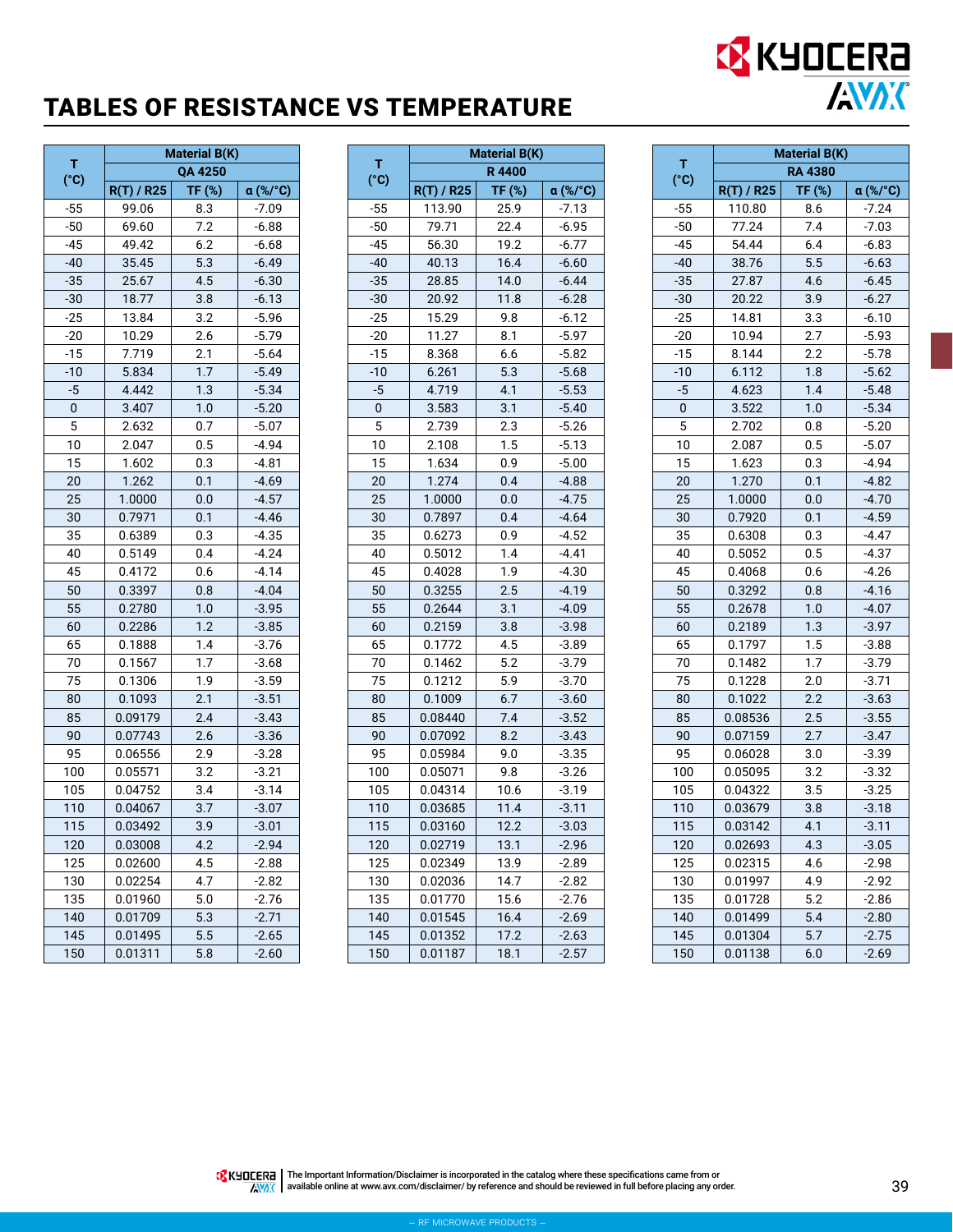# TABLES OF RESISTANCE VS TEMPERATURE

| T (°C) | Material B(K) | | |
|---|---|---|---|
| | QA 4250 | | |
| | R(T) / R25 | TF (%) | α (%/°C) |
| -55 | 99.06 | 8.3 | -7.09 |
| -50 | 69.60 | 7.2 | -6.88 |
| -45 | 49.42 | 6.2 | -6.68 |
| -40 | 35.45 | 5.3 | -6.49 |
| -35 | 25.67 | 4.5 | -6.30 |
| -30 | 18.77 | 3.8 | -6.13 |
| -25 | 13.84 | 3.2 | -5.96 |
| -20 | 10.29 | 2.6 | -5.79 |
| -15 | 7.719 | 2.1 | -5.64 |
| -10 | 5.834 | 1.7 | -5.49 |
| -5 | 4.442 | 1.3 | -5.34 |
| 0 | 3.407 | 1.0 | -5.20 |
| 5 | 2.632 | 0.7 | -5.07 |
| 10 | 2.047 | 0.5 | -4.94 |
| 15 | 1.602 | 0.3 | -4.81 |
| 20 | 1.262 | 0.1 | -4.69 |
| 25 | 1.0000 | 0.0 | -4.57 |
| 30 | 0.7971 | 0.1 | -4.46 |
| 35 | 0.6389 | 0.3 | -4.35 |
| 40 | 0.5149 | 0.4 | -4.24 |
| 45 | 0.4172 | 0.6 | -4.14 |
| 50 | 0.3397 | 0.8 | -4.04 |
| 55 | 0.2780 | 1.0 | -3.95 |
| 60 | 0.2286 | 1.2 | -3.85 |
| 65 | 0.1888 | 1.4 | -3.76 |
| 70 | 0.1567 | 1.7 | -3.68 |
| 75 | 0.1306 | 1.9 | -3.59 |
| 80 | 0.1093 | 2.1 | -3.51 |
| 85 | 0.09179 | 2.4 | -3.43 |
| 90 | 0.07743 | 2.6 | -3.36 |
| 95 | 0.06556 | 2.9 | -3.28 |
| 100 | 0.05571 | 3.2 | -3.21 |
| 105 | 0.04752 | 3.4 | -3.14 |
| 110 | 0.04067 | 3.7 | -3.07 |
| 115 | 0.03492 | 3.9 | -3.01 |
| 120 | 0.03008 | 4.2 | -2.94 |
| 125 | 0.02600 | 4.5 | -2.88 |
| 130 | 0.02254 | 4.7 | -2.82 |
| 135 | 0.01960 | 5.0 | -2.76 |
| 140 | 0.01709 | 5.3 | -2.71 |
| 145 | 0.01495 | 5.5 | -2.65 |
| 150 | 0.01311 | 5.8 | -2.60 |

| T (°C) | Material B(K) | | |
|---|---|---|---|
| | R 4400 | | |
| | R(T) / R25 | TF (%) | α (%/°C) |
| -55 | 113.90 | 25.9 | -7.13 |
| -50 | 79.71 | 22.4 | -6.95 |
| -45 | 56.30 | 19.2 | -6.77 |
| -40 | 40.13 | 16.4 | -6.60 |
| -35 | 28.85 | 14.0 | -6.44 |
| -30 | 20.92 | 11.8 | -6.28 |
| -25 | 15.29 | 9.8 | -6.12 |
| -20 | 11.27 | 8.1 | -5.97 |
| -15 | 8.368 | 6.6 | -5.82 |
| -10 | 6.261 | 5.3 | -5.68 |
| -5 | 4.719 | 4.1 | -5.53 |
| 0 | 3.583 | 3.1 | -5.40 |
| 5 | 2.739 | 2.3 | -5.26 |
| 10 | 2.108 | 1.5 | -5.13 |
| 15 | 1.634 | 0.9 | -5.00 |
| 20 | 1.274 | 0.4 | -4.88 |
| 25 | 1.0000 | 0.0 | -4.75 |
| 30 | 0.7897 | 0.4 | -4.64 |
| 35 | 0.6273 | 0.9 | -4.52 |
| 40 | 0.5012 | 1.4 | -4.41 |
| 45 | 0.4028 | 1.9 | -4.30 |
| 50 | 0.3255 | 2.5 | -4.19 |
| 55 | 0.2644 | 3.1 | -4.09 |
| 60 | 0.2159 | 3.8 | -3.98 |
| 65 | 0.1772 | 4.5 | -3.89 |
| 70 | 0.1462 | 5.2 | -3.79 |
| 75 | 0.1212 | 5.9 | -3.70 |
| 80 | 0.1009 | 6.7 | -3.60 |
| 85 | 0.08440 | 7.4 | -3.52 |
| 90 | 0.07092 | 8.2 | -3.43 |
| 95 | 0.05984 | 9.0 | -3.35 |
| 100 | 0.05071 | 9.8 | -3.26 |
| 105 | 0.04314 | 10.6 | -3.19 |
| 110 | 0.03685 | 11.4 | -3.11 |
| 115 | 0.03160 | 12.2 | -3.03 |
| 120 | 0.02719 | 13.1 | -2.96 |
| 125 | 0.02349 | 13.9 | -2.89 |
| 130 | 0.02036 | 14.7 | -2.82 |
| 135 | 0.01770 | 15.6 | -2.76 |
| 140 | 0.01545 | 16.4 | -2.69 |
| 145 | 0.01352 | 17.2 | -2.63 |
| 150 | 0.01187 | 18.1 | -2.57 |

| T (°C) | Material B(K) | | |
|---|---|---|---|
| | RA 4380 | | |
| | R(T) / R25 | TF (%) | α (%/°C) |
| -55 | 110.80 | 8.6 | -7.24 |
| -50 | 77.24 | 7.4 | -7.03 |
| -45 | 54.44 | 6.4 | -6.83 |
| -40 | 38.76 | 5.5 | -6.63 |
| -35 | 27.87 | 4.6 | -6.45 |
| -30 | 20.22 | 3.9 | -6.27 |
| -25 | 14.81 | 3.3 | -6.10 |
| -20 | 10.94 | 2.7 | -5.93 |
| -15 | 8.144 | 2.2 | -5.78 |
| -10 | 6.112 | 1.8 | -5.62 |
| -5 | 4.623 | 1.4 | -5.48 |
| 0 | 3.522 | 1.0 | -5.34 |
| 5 | 2.702 | 0.8 | -5.20 |
| 10 | 2.087 | 0.5 | -5.07 |
| 15 | 1.623 | 0.3 | -4.94 |
| 20 | 1.270 | 0.1 | -4.82 |
| 25 | 1.0000 | 0.0 | -4.70 |
| 30 | 0.7920 | 0.1 | -4.59 |
| 35 | 0.6308 | 0.3 | -4.47 |
| 40 | 0.5052 | 0.5 | -4.37 |
| 45 | 0.4068 | 0.6 | -4.26 |
| 50 | 0.3292 | 0.8 | -4.16 |
| 55 | 0.2678 | 1.0 | -4.07 |
| 60 | 0.2189 | 1.3 | -3.97 |
| 65 | 0.1797 | 1.5 | -3.88 |
| 70 | 0.1482 | 1.7 | -3.79 |
| 75 | 0.1228 | 2.0 | -3.71 |
| 80 | 0.1022 | 2.2 | -3.63 |
| 85 | 0.08536 | 2.5 | -3.55 |
| 90 | 0.07159 | 2.7 | -3.47 |
| 95 | 0.06028 | 3.0 | -3.39 |
| 100 | 0.05095 | 3.2 | -3.32 |
| 105 | 0.04322 | 3.5 | -3.25 |
| 110 | 0.03679 | 3.8 | -3.18 |
| 115 | 0.03142 | 4.1 | -3.11 |
| 120 | 0.02693 | 4.3 | -3.05 |
| 125 | 0.02315 | 4.6 | -2.98 |
| 130 | 0.01997 | 4.9 | -2.92 |
| 135 | 0.01728 | 5.2 | -2.86 |
| 140 | 0.01499 | 5.4 | -2.80 |
| 145 | 0.01304 | 5.7 | -2.75 |
| 150 | 0.01138 | 6.0 | -2.69 |

The Important Information/Disclaimer is incorporated in the catalog where these specifications came from or available online at www.avx.com/disclaimer/ by reference and should be reviewed in full before placing any order.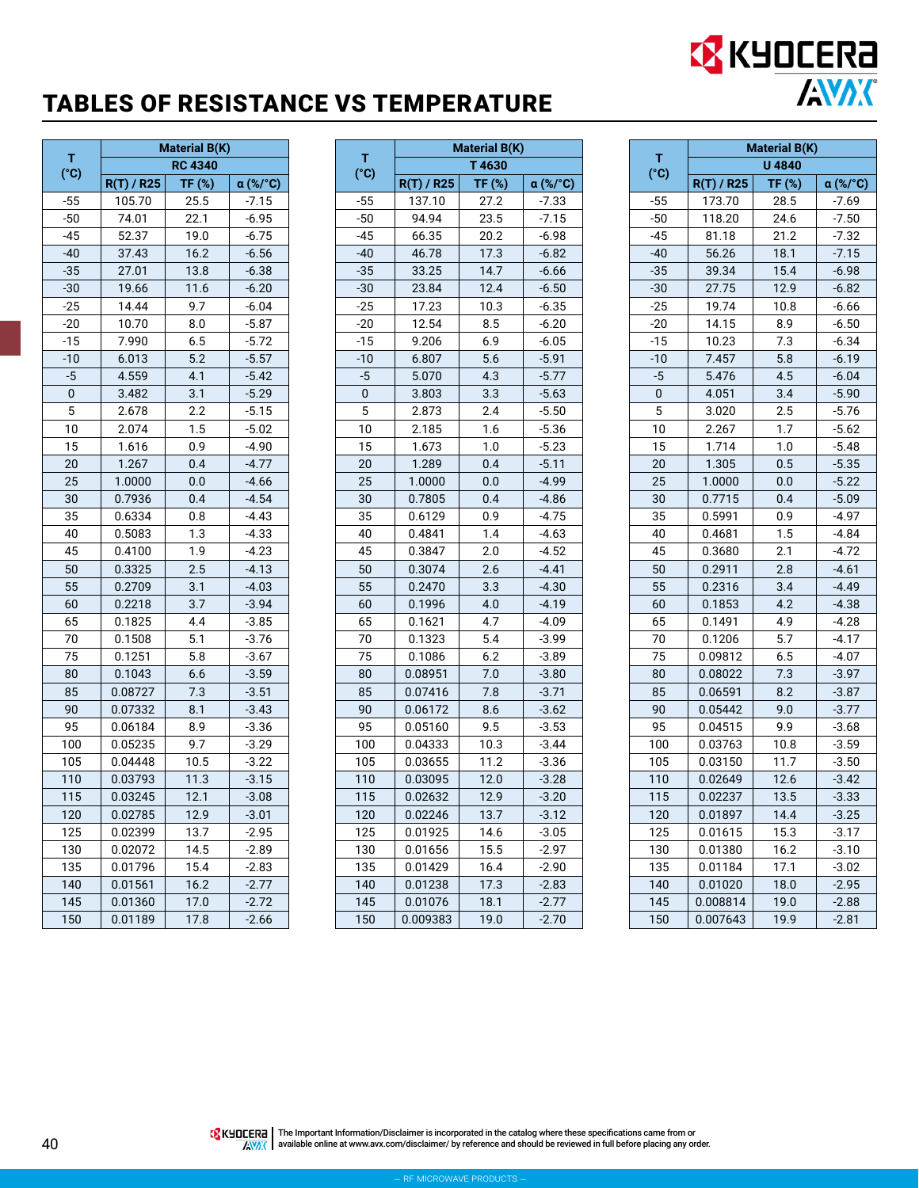# TABLES OF RESISTANCE VS TEMPERATURE

| T (°C) | Material B(K) RC 4340 | | |
|---|---|---|---|
| | R(T) / R25 | TF (%) | α (%/°C) |
| -55 | 105.70 | 25.5 | -7.15 |
| -50 | 74.01 | 22.1 | -6.95 |
| -45 | 52.37 | 19.0 | -6.75 |
| -40 | 37.43 | 16.2 | -6.56 |
| -35 | 27.01 | 13.8 | -6.38 |
| -30 | 19.66 | 11.6 | -6.20 |
| -25 | 14.44 | 9.7 | -6.04 |
| -20 | 10.70 | 8.0 | -5.87 |
| -15 | 7.990 | 6.5 | -5.72 |
| -10 | 6.013 | 5.2 | -5.57 |
| -5 | 4.559 | 4.1 | -5.42 |
| 0 | 3.482 | 3.1 | -5.29 |
| 5 | 2.678 | 2.2 | -5.15 |
| 10 | 2.074 | 1.5 | -5.02 |
| 15 | 1.616 | 0.9 | -4.90 |
| 20 | 1.267 | 0.4 | -4.77 |
| 25 | 1.0000 | 0.0 | -4.66 |
| 30 | 0.7936 | 0.4 | -4.54 |
| 35 | 0.6334 | 0.8 | -4.43 |
| 40 | 0.5083 | 1.3 | -4.33 |
| 45 | 0.4100 | 1.9 | -4.23 |
| 50 | 0.3325 | 2.5 | -4.13 |
| 55 | 0.2709 | 3.1 | -4.03 |
| 60 | 0.2218 | 3.7 | -3.94 |
| 65 | 0.1825 | 4.4 | -3.85 |
| 70 | 0.1508 | 5.1 | -3.76 |
| 75 | 0.1251 | 5.8 | -3.67 |
| 80 | 0.1043 | 6.6 | -3.59 |
| 85 | 0.08727 | 7.3 | -3.51 |
| 90 | 0.07332 | 8.1 | -3.43 |
| 95 | 0.06184 | 8.9 | -3.36 |
| 100 | 0.05235 | 9.7 | -3.29 |
| 105 | 0.04448 | 10.5 | -3.22 |
| 110 | 0.03793 | 11.3 | -3.15 |
| 115 | 0.03245 | 12.1 | -3.08 |
| 120 | 0.02785 | 12.9 | -3.01 |
| 125 | 0.02399 | 13.7 | -2.95 |
| 130 | 0.02072 | 14.5 | -2.89 |
| 135 | 0.01796 | 15.4 | -2.83 |
| 140 | 0.01561 | 16.2 | -2.77 |
| 145 | 0.01360 | 17.0 | -2.72 |
| 150 | 0.01189 | 17.8 | -2.66 |

| T (°C) | Material B(K) T 4630 | | |
|---|---|---|---|
| | R(T) / R25 | TF (%) | α (%/°C) |
| -55 | 137.10 | 27.2 | -7.33 |
| -50 | 94.94 | 23.5 | -7.15 |
| -45 | 66.35 | 20.2 | -6.98 |
| -40 | 46.78 | 17.3 | -6.82 |
| -35 | 33.25 | 14.7 | -6.66 |
| -30 | 23.84 | 12.4 | -6.50 |
| -25 | 17.23 | 10.3 | -6.35 |
| -20 | 12.54 | 8.5 | -6.20 |
| -15 | 9.206 | 6.9 | -6.05 |
| -10 | 6.807 | 5.6 | -5.91 |
| -5 | 5.070 | 4.3 | -5.77 |
| 0 | 3.803 | 3.3 | -5.63 |
| 5 | 2.873 | 2.4 | -5.50 |
| 10 | 2.185 | 1.6 | -5.36 |
| 15 | 1.673 | 1.0 | -5.23 |
| 20 | 1.289 | 0.4 | -5.11 |
| 25 | 1.0000 | 0.0 | -4.99 |
| 30 | 0.7805 | 0.4 | -4.86 |
| 35 | 0.6129 | 0.9 | -4.75 |
| 40 | 0.4841 | 1.4 | -4.63 |
| 45 | 0.3847 | 2.0 | -4.52 |
| 50 | 0.3074 | 2.6 | -4.41 |
| 55 | 0.2470 | 3.3 | -4.30 |
| 60 | 0.1996 | 4.0 | -4.19 |
| 65 | 0.1621 | 4.7 | -4.09 |
| 70 | 0.1323 | 5.4 | -3.99 |
| 75 | 0.1086 | 6.2 | -3.89 |
| 80 | 0.08951 | 7.0 | -3.80 |
| 85 | 0.07416 | 7.8 | -3.71 |
| 90 | 0.06172 | 8.6 | -3.62 |
| 95 | 0.05160 | 9.5 | -3.53 |
| 100 | 0.04333 | 10.3 | -3.44 |
| 105 | 0.03655 | 11.2 | -3.36 |
| 110 | 0.03095 | 12.0 | -3.28 |
| 115 | 0.02632 | 12.9 | -3.20 |
| 120 | 0.02246 | 13.7 | -3.12 |
| 125 | 0.01925 | 14.6 | -3.05 |
| 130 | 0.01656 | 15.5 | -2.97 |
| 135 | 0.01429 | 16.4 | -2.90 |
| 140 | 0.01238 | 17.3 | -2.83 |
| 145 | 0.01076 | 18.1 | -2.77 |
| 150 | 0.009383 | 19.0 | -2.70 |

| T (°C) | Material B(K) U 4840 | | |
|---|---|---|---|
| | R(T) / R25 | TF (%) | α (%/°C) |
| -55 | 173.70 | 28.5 | -7.69 |
| -50 | 118.20 | 24.6 | -7.50 |
| -45 | 81.18 | 21.2 | -7.32 |
| -40 | 56.26 | 18.1 | -7.15 |
| -35 | 39.34 | 15.4 | -6.98 |
| -30 | 27.75 | 12.9 | -6.82 |
| -25 | 19.74 | 10.8 | -6.66 |
| -20 | 14.15 | 8.9 | -6.50 |
| -15 | 10.23 | 7.3 | -6.34 |
| -10 | 7.457 | 5.8 | -6.19 |
| -5 | 5.476 | 4.5 | -6.04 |
| 0 | 4.051 | 3.4 | -5.90 |
| 5 | 3.020 | 2.5 | -5.76 |
| 10 | 2.267 | 1.7 | -5.62 |
| 15 | 1.714 | 1.0 | -5.48 |
| 20 | 1.305 | 0.5 | -5.35 |
| 25 | 1.0000 | 0.0 | -5.22 |
| 30 | 0.7715 | 0.4 | -5.09 |
| 35 | 0.5991 | 0.9 | -4.97 |
| 40 | 0.4681 | 1.5 | -4.84 |
| 45 | 0.3680 | 2.1 | -4.72 |
| 50 | 0.2911 | 2.8 | -4.61 |
| 55 | 0.2316 | 3.4 | -4.49 |
| 60 | 0.1853 | 4.2 | -4.38 |
| 65 | 0.1491 | 4.9 | -4.28 |
| 70 | 0.1206 | 5.7 | -4.17 |
| 75 | 0.09812 | 6.5 | -4.07 |
| 80 | 0.08022 | 7.3 | -3.97 |
| 85 | 0.06591 | 8.2 | -3.87 |
| 90 | 0.05442 | 9.0 | -3.77 |
| 95 | 0.04515 | 9.9 | -3.68 |
| 100 | 0.03763 | 10.8 | -3.59 |
| 105 | 0.03150 | 11.7 | -3.50 |
| 110 | 0.02649 | 12.6 | -3.42 |
| 115 | 0.02237 | 13.5 | -3.33 |
| 120 | 0.01897 | 14.4 | -3.25 |
| 125 | 0.01615 | 15.3 | -3.17 |
| 130 | 0.01380 | 16.2 | -3.10 |
| 135 | 0.01184 | 17.1 | -3.02 |
| 140 | 0.01020 | 18.0 | -2.95 |
| 145 | 0.008814 | 19.0 | -2.88 |
| 150 | 0.007643 | 19.9 | -2.81 |

The Important Information/Disclaimer is incorporated in the catalog where these specifications came from or available online at www.avx.com/disclaimer/ by reference and should be reviewed in full before placing any order.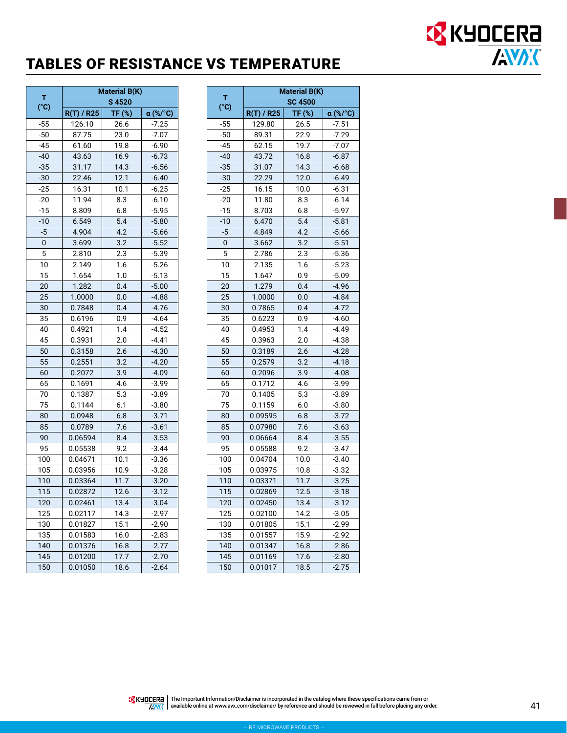# TABLES OF RESISTANCE VS TEMPERATURE

| T (°C) | Material B(K) S 4520 | | |
|---|---|---|---|
| | R(T) / R25 | TF (%) | α (%/°C) |
| -55 | 126.10 | 26.6 | -7.25 |
| -50 | 87.75 | 23.0 | -7.07 |
| -45 | 61.60 | 19.8 | -6.90 |
| -40 | 43.63 | 16.9 | -6.73 |
| -35 | 31.17 | 14.3 | -6.56 |
| -30 | 22.46 | 12.1 | -6.40 |
| -25 | 16.31 | 10.1 | -6.25 |
| -20 | 11.94 | 8.3 | -6.10 |
| -15 | 8.809 | 6.8 | -5.95 |
| -10 | 6.549 | 5.4 | -5.80 |
| -5 | 4.904 | 4.2 | -5.66 |
| 0 | 3.699 | 3.2 | -5.52 |
| 5 | 2.810 | 2.3 | -5.39 |
| 10 | 2.149 | 1.6 | -5.26 |
| 15 | 1.654 | 1.0 | -5.13 |
| 20 | 1.282 | 0.4 | -5.00 |
| 25 | 1.0000 | 0.0 | -4.88 |
| 30 | 0.7848 | 0.4 | -4.76 |
| 35 | 0.6196 | 0.9 | -4.64 |
| 40 | 0.4921 | 1.4 | -4.52 |
| 45 | 0.3931 | 2.0 | -4.41 |
| 50 | 0.3158 | 2.6 | -4.30 |
| 55 | 0.2551 | 3.2 | -4.20 |
| 60 | 0.2072 | 3.9 | -4.09 |
| 65 | 0.1691 | 4.6 | -3.99 |
| 70 | 0.1387 | 5.3 | -3.89 |
| 75 | 0.1144 | 6.1 | -3.80 |
| 80 | 0.0948 | 6.8 | -3.71 |
| 85 | 0.0789 | 7.6 | -3.61 |
| 90 | 0.06594 | 8.4 | -3.53 |
| 95 | 0.05538 | 9.2 | -3.44 |
| 100 | 0.04671 | 10.1 | -3.36 |
| 105 | 0.03956 | 10.9 | -3.28 |
| 110 | 0.03364 | 11.7 | -3.20 |
| 115 | 0.02872 | 12.6 | -3.12 |
| 120 | 0.02461 | 13.4 | -3.04 |
| 125 | 0.02117 | 14.3 | -2.97 |
| 130 | 0.01827 | 15.1 | -2.90 |
| 135 | 0.01583 | 16.0 | -2.83 |
| 140 | 0.01376 | 16.8 | -2.77 |
| 145 | 0.01200 | 17.7 | -2.70 |
| 150 | 0.01050 | 18.6 | -2.64 |

| T (°C) | Material B(K) SC 4500 | | |
|---|---|---|---|
| | R(T) / R25 | TF (%) | α (%/°C) |
| -55 | 129.80 | 26.5 | -7.51 |
| -50 | 89.31 | 22.9 | -7.29 |
| -45 | 62.15 | 19.7 | -7.07 |
| -40 | 43.72 | 16.8 | -6.87 |
| -35 | 31.07 | 14.3 | -6.68 |
| -30 | 22.29 | 12.0 | -6.49 |
| -25 | 16.15 | 10.0 | -6.31 |
| -20 | 11.80 | 8.3 | -6.14 |
| -15 | 8.703 | 6.8 | -5.97 |
| -10 | 6.470 | 5.4 | -5.81 |
| -5 | 4.849 | 4.2 | -5.66 |
| 0 | 3.662 | 3.2 | -5.51 |
| 5 | 2.786 | 2.3 | -5.36 |
| 10 | 2.135 | 1.6 | -5.23 |
| 15 | 1.647 | 0.9 | -5.09 |
| 20 | 1.279 | 0.4 | -4.96 |
| 25 | 1.0000 | 0.0 | -4.84 |
| 30 | 0.7865 | 0.4 | -4.72 |
| 35 | 0.6223 | 0.9 | -4.60 |
| 40 | 0.4953 | 1.4 | -4.49 |
| 45 | 0.3963 | 2.0 | -4.38 |
| 50 | 0.3189 | 2.6 | -4.28 |
| 55 | 0.2579 | 3.2 | -4.18 |
| 60 | 0.2096 | 3.9 | -4.08 |
| 65 | 0.1712 | 4.6 | -3.99 |
| 70 | 0.1405 | 5.3 | -3.89 |
| 75 | 0.1159 | 6.0 | -3.80 |
| 80 | 0.09595 | 6.8 | -3.72 |
| 85 | 0.07980 | 7.6 | -3.63 |
| 90 | 0.06664 | 8.4 | -3.55 |
| 95 | 0.05588 | 9.2 | -3.47 |
| 100 | 0.04704 | 10.0 | -3.40 |
| 105 | 0.03975 | 10.8 | -3.32 |
| 110 | 0.03371 | 11.7 | -3.25 |
| 115 | 0.02869 | 12.5 | -3.18 |
| 120 | 0.02450 | 13.4 | -3.12 |
| 125 | 0.02100 | 14.2 | -3.05 |
| 130 | 0.01805 | 15.1 | -2.99 |
| 135 | 0.01557 | 15.9 | -2.92 |
| 140 | 0.01347 | 16.8 | -2.86 |
| 145 | 0.01169 | 17.6 | -2.80 |
| 150 | 0.01017 | 18.5 | -2.75 |

The Important Information/Disclaimer is incorporated in the catalog where these specifications came from or available online at www.avx.com/disclaimer/ by reference and should be reviewed in full before placing any order.